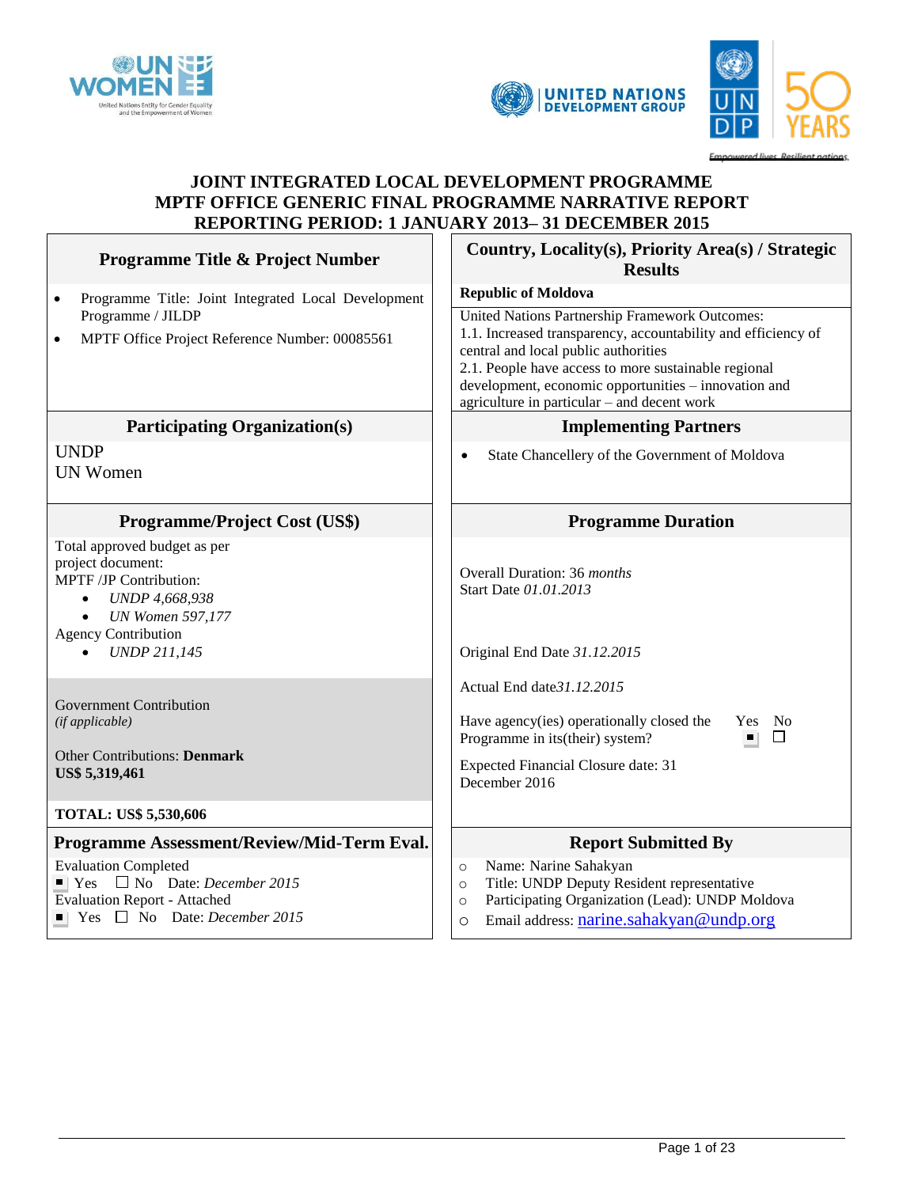# JOINT INTEGRATED LOCAL DEVELOPMENT PROGRAMME
# MPTF OFFICE GENERIC FINAL PROGRAMME NARRATIVE REPORT
# REPORTING PERIOD: 1 JANUARY 2013– 31 DECEMBER 2015

| **Programme Title & Project Number** | **Country, Locality(s), Priority Area(s) / Strategic Results** |
|---|---|
| • Programme Title: Joint Integrated Local Development Programme / JILDP<br>• MPTF Office Project Reference Number: 00085561 | **Republic of Moldova**<br>United Nations Partnership Framework Outcomes:<br>1.1. Increased transparency, accountability and efficiency of central and local public authorities<br>2.1. People have access to more sustainable regional development, economic opportunities – innovation and agriculture in particular – and decent work |
| **Participating Organization(s)** | **Implementing Partners** |
| UNDP<br>UN Women | • State Chancellery of the Government of Moldova |
| **Programme/Project Cost (US$)** | **Programme Duration** |
| Total approved budget as per project document:<br>MPTF /JP Contribution:<br>• *UNDP 4,668,938*<br>• *UN Women 597,177*<br>Agency Contribution<br>• *UNDP 211,145*<br><br>Government Contribution<br>*(if applicable)*<br><br>Other Contributions: **Denmark**<br>**US$ 5,319,461**<br><br>**TOTAL: US$ 5,530,606** | Overall Duration: 36 *months*<br>Start Date *01.01.2013*<br><br>Original End Date *31.12.2015*<br><br>Actual End date*31.12.2015*<br><br>Have agency(ies) operationally closed the Programme in its(their) system? ■ Yes ☐ No<br><br>Expected Financial Closure date: 31 December 2016 |
| **Programme Assessment/Review/Mid-Term Eval.** | **Report Submitted By** |
| Evaluation Completed<br>■ Yes ☐ No Date: *December 2015*<br>Evaluation Report - Attached<br>■ Yes ☐ No Date: *December 2015* | ○ Name: Narine Sahakyan<br>○ Title: UNDP Deputy Resident representative<br>○ Participating Organization (Lead): UNDP Moldova<br>○ Email address: narine.sahakyan@undp.org |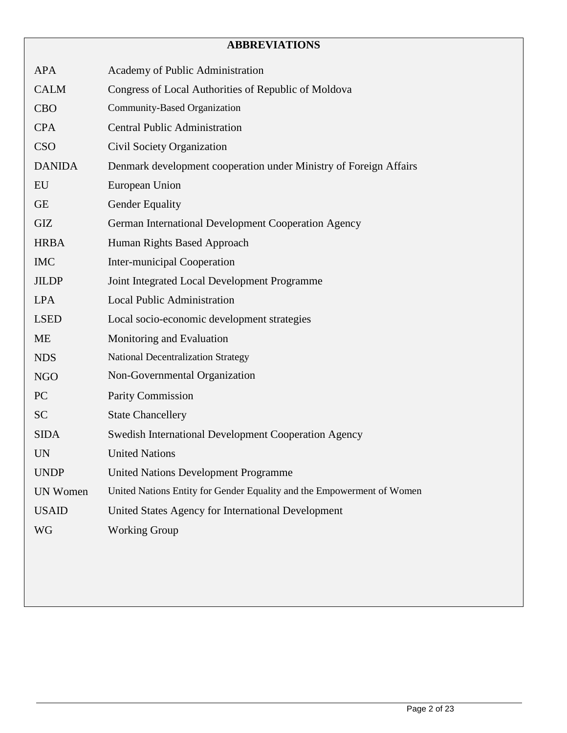# ABBREVIATIONS

| | |
|---|---|
| APA | Academy of Public Administration |
| CALM | Congress of Local Authorities of Republic of Moldova |
| CBO | Community-Based Organization |
| CPA | Central Public Administration |
| CSO | Civil Society Organization |
| DANIDA | Denmark development cooperation under Ministry of Foreign Affairs |
| EU | European Union |
| GE | Gender Equality |
| GIZ | German International Development Cooperation Agency |
| HRBA | Human Rights Based Approach |
| IMC | Inter-municipal Cooperation |
| JILDP | Joint Integrated Local Development Programme |
| LPA | Local Public Administration |
| LSED | Local socio-economic development strategies |
| ME | Monitoring and Evaluation |
| NDS | National Decentralization Strategy |
| NGO | Non-Governmental Organization |
| PC | Parity Commission |
| SC | State Chancellery |
| SIDA | Swedish International Development Cooperation Agency |
| UN | United Nations |
| UNDP | United Nations Development Programme |
| UN Women | United Nations Entity for Gender Equality and the Empowerment of Women |
| USAID | United States Agency for International Development |
| WG | Working Group |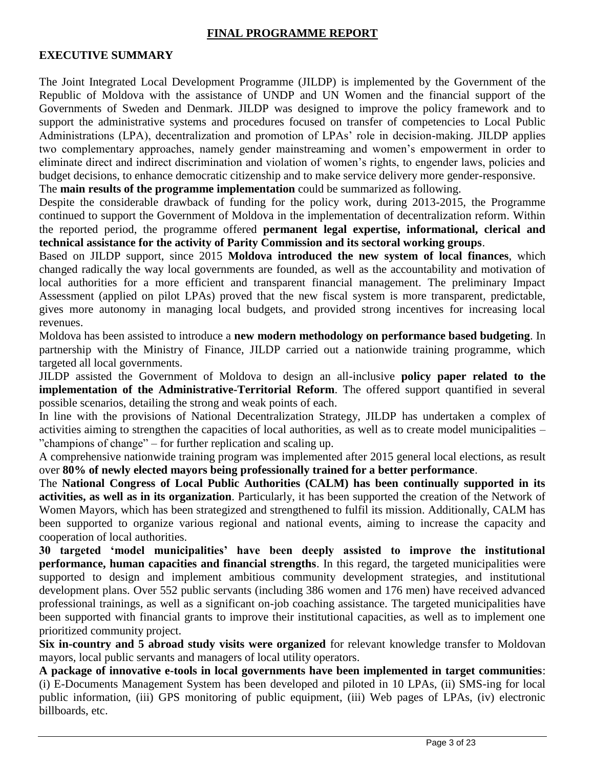# FINAL PROGRAMME REPORT

## EXECUTIVE SUMMARY

The Joint Integrated Local Development Programme (JILDP) is implemented by the Government of the Republic of Moldova with the assistance of UNDP and UN Women and the financial support of the Governments of Sweden and Denmark. JILDP was designed to improve the policy framework and to support the administrative systems and procedures focused on transfer of competencies to Local Public Administrations (LPA), decentralization and promotion of LPAs' role in decision-making. JILDP applies two complementary approaches, namely gender mainstreaming and women's empowerment in order to eliminate direct and indirect discrimination and violation of women's rights, to engender laws, policies and budget decisions, to enhance democratic citizenship and to make service delivery more gender-responsive.

The **main results of the programme implementation** could be summarized as following.

Despite the considerable drawback of funding for the policy work, during 2013-2015, the Programme continued to support the Government of Moldova in the implementation of decentralization reform. Within the reported period, the programme offered **permanent legal expertise, informational, clerical and technical assistance for the activity of Parity Commission and its sectoral working groups**.

Based on JILDP support, since 2015 **Moldova introduced the new system of local finances**, which changed radically the way local governments are founded, as well as the accountability and motivation of local authorities for a more efficient and transparent financial management. The preliminary Impact Assessment (applied on pilot LPAs) proved that the new fiscal system is more transparent, predictable, gives more autonomy in managing local budgets, and provided strong incentives for increasing local revenues.

Moldova has been assisted to introduce a **new modern methodology on performance based budgeting**. In partnership with the Ministry of Finance, JILDP carried out a nationwide training programme, which targeted all local governments.

JILDP assisted the Government of Moldova to design an all-inclusive **policy paper related to the implementation of the Administrative-Territorial Reform**. The offered support quantified in several possible scenarios, detailing the strong and weak points of each.

In line with the provisions of National Decentralization Strategy, JILDP has undertaken a complex of activities aiming to strengthen the capacities of local authorities, as well as to create model municipalities – "champions of change" – for further replication and scaling up.

A comprehensive nationwide training program was implemented after 2015 general local elections, as result over **80% of newly elected mayors being professionally trained for a better performance**.

The **National Congress of Local Public Authorities (CALM) has been continually supported in its activities, as well as in its organization**. Particularly, it has been supported the creation of the Network of Women Mayors, which has been strategized and strengthened to fulfil its mission. Additionally, CALM has been supported to organize various regional and national events, aiming to increase the capacity and cooperation of local authorities.

**30 targeted 'model municipalities' have been deeply assisted to improve the institutional performance, human capacities and financial strengths**. In this regard, the targeted municipalities were supported to design and implement ambitious community development strategies, and institutional development plans. Over 552 public servants (including 386 women and 176 men) have received advanced professional trainings, as well as a significant on-job coaching assistance. The targeted municipalities have been supported with financial grants to improve their institutional capacities, as well as to implement one prioritized community project.

**Six in-country and 5 abroad study visits were organized** for relevant knowledge transfer to Moldovan mayors, local public servants and managers of local utility operators.

**A package of innovative e-tools in local governments have been implemented in target communities**: (i) E-Documents Management System has been developed and piloted in 10 LPAs, (ii) SMS-ing for local public information, (iii) GPS monitoring of public equipment, (iii) Web pages of LPAs, (iv) electronic billboards, etc.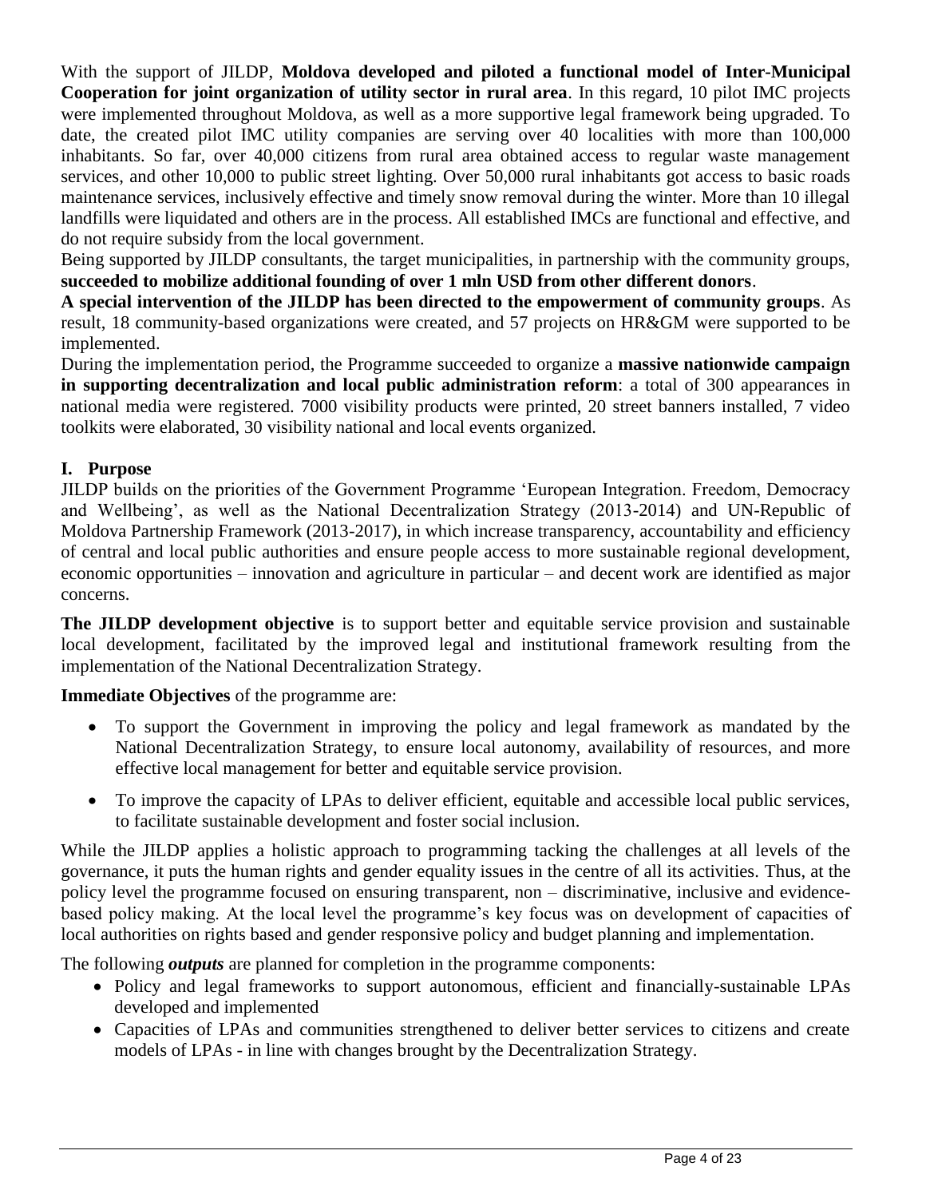With the support of JILDP, **Moldova developed and piloted a functional model of Inter-Municipal Cooperation for joint organization of utility sector in rural area**. In this regard, 10 pilot IMC projects were implemented throughout Moldova, as well as a more supportive legal framework being upgraded. To date, the created pilot IMC utility companies are serving over 40 localities with more than 100,000 inhabitants. So far, over 40,000 citizens from rural area obtained access to regular waste management services, and other 10,000 to public street lighting. Over 50,000 rural inhabitants got access to basic roads maintenance services, inclusively effective and timely snow removal during the winter. More than 10 illegal landfills were liquidated and others are in the process. All established IMCs are functional and effective, and do not require subsidy from the local government.

Being supported by JILDP consultants, the target municipalities, in partnership with the community groups, **succeeded to mobilize additional founding of over 1 mln USD from other different donors**.

**A special intervention of the JILDP has been directed to the empowerment of community groups**. As result, 18 community-based organizations were created, and 57 projects on HR&GM were supported to be implemented.

During the implementation period, the Programme succeeded to organize a **massive nationwide campaign in supporting decentralization and local public administration reform**: a total of 300 appearances in national media were registered. 7000 visibility products were printed, 20 street banners installed, 7 video toolkits were elaborated, 30 visibility national and local events organized.

## I. Purpose

JILDP builds on the priorities of the Government Programme 'European Integration. Freedom, Democracy and Wellbeing', as well as the National Decentralization Strategy (2013-2014) and UN-Republic of Moldova Partnership Framework (2013-2017), in which increase transparency, accountability and efficiency of central and local public authorities and ensure people access to more sustainable regional development, economic opportunities – innovation and agriculture in particular – and decent work are identified as major concerns.

**The JILDP development objective** is to support better and equitable service provision and sustainable local development, facilitated by the improved legal and institutional framework resulting from the implementation of the National Decentralization Strategy.

**Immediate Objectives** of the programme are:

- To support the Government in improving the policy and legal framework as mandated by the National Decentralization Strategy, to ensure local autonomy, availability of resources, and more effective local management for better and equitable service provision.
- To improve the capacity of LPAs to deliver efficient, equitable and accessible local public services, to facilitate sustainable development and foster social inclusion.

While the JILDP applies a holistic approach to programming tacking the challenges at all levels of the governance, it puts the human rights and gender equality issues in the centre of all its activities. Thus, at the policy level the programme focused on ensuring transparent, non – discriminative, inclusive and evidence-based policy making. At the local level the programme's key focus was on development of capacities of local authorities on rights based and gender responsive policy and budget planning and implementation.

The following ***outputs*** are planned for completion in the programme components:

- Policy and legal frameworks to support autonomous, efficient and financially-sustainable LPAs developed and implemented
- Capacities of LPAs and communities strengthened to deliver better services to citizens and create models of LPAs - in line with changes brought by the Decentralization Strategy.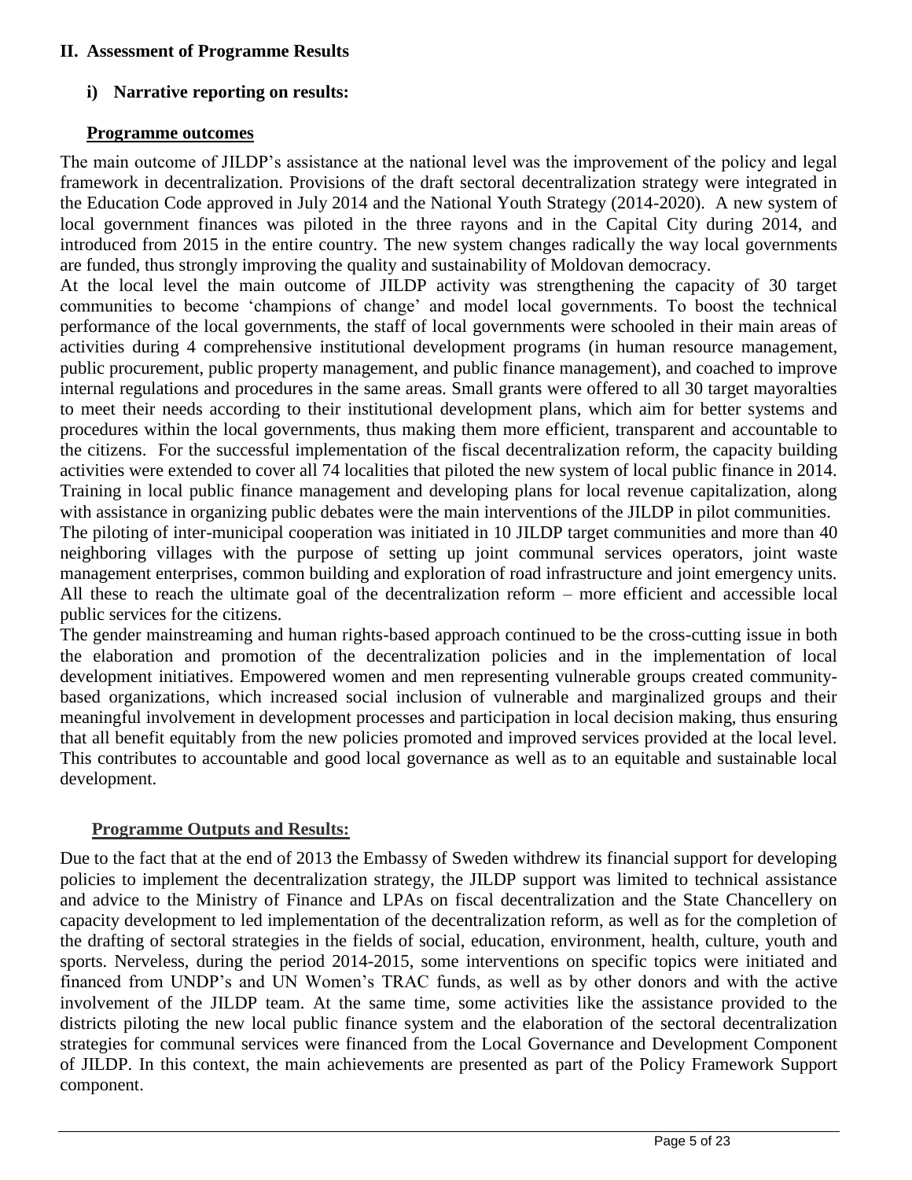## II. Assessment of Programme Results

### i) Narrative reporting on results:

**Programme outcomes**

The main outcome of JILDP's assistance at the national level was the improvement of the policy and legal framework in decentralization. Provisions of the draft sectoral decentralization strategy were integrated in the Education Code approved in July 2014 and the National Youth Strategy (2014-2020). A new system of local government finances was piloted in the three rayons and in the Capital City during 2014, and introduced from 2015 in the entire country. The new system changes radically the way local governments are funded, thus strongly improving the quality and sustainability of Moldovan democracy.

At the local level the main outcome of JILDP activity was strengthening the capacity of 30 target communities to become 'champions of change' and model local governments. To boost the technical performance of the local governments, the staff of local governments were schooled in their main areas of activities during 4 comprehensive institutional development programs (in human resource management, public procurement, public property management, and public finance management), and coached to improve internal regulations and procedures in the same areas. Small grants were offered to all 30 target mayoralties to meet their needs according to their institutional development plans, which aim for better systems and procedures within the local governments, thus making them more efficient, transparent and accountable to the citizens. For the successful implementation of the fiscal decentralization reform, the capacity building activities were extended to cover all 74 localities that piloted the new system of local public finance in 2014. Training in local public finance management and developing plans for local revenue capitalization, along with assistance in organizing public debates were the main interventions of the JILDP in pilot communities.

The piloting of inter-municipal cooperation was initiated in 10 JILDP target communities and more than 40 neighboring villages with the purpose of setting up joint communal services operators, joint waste management enterprises, common building and exploration of road infrastructure and joint emergency units. All these to reach the ultimate goal of the decentralization reform – more efficient and accessible local public services for the citizens.

The gender mainstreaming and human rights-based approach continued to be the cross-cutting issue in both the elaboration and promotion of the decentralization policies and in the implementation of local development initiatives. Empowered women and men representing vulnerable groups created community-based organizations, which increased social inclusion of vulnerable and marginalized groups and their meaningful involvement in development processes and participation in local decision making, thus ensuring that all benefit equitably from the new policies promoted and improved services provided at the local level. This contributes to accountable and good local governance as well as to an equitable and sustainable local development.

**Programme Outputs and Results:**

Due to the fact that at the end of 2013 the Embassy of Sweden withdrew its financial support for developing policies to implement the decentralization strategy, the JILDP support was limited to technical assistance and advice to the Ministry of Finance and LPAs on fiscal decentralization and the State Chancellery on capacity development to led implementation of the decentralization reform, as well as for the completion of the drafting of sectoral strategies in the fields of social, education, environment, health, culture, youth and sports. Nerveless, during the period 2014-2015, some interventions on specific topics were initiated and financed from UNDP's and UN Women's TRAC funds, as well as by other donors and with the active involvement of the JILDP team. At the same time, some activities like the assistance provided to the districts piloting the new local public finance system and the elaboration of the sectoral decentralization strategies for communal services were financed from the Local Governance and Development Component of JILDP. In this context, the main achievements are presented as part of the Policy Framework Support component.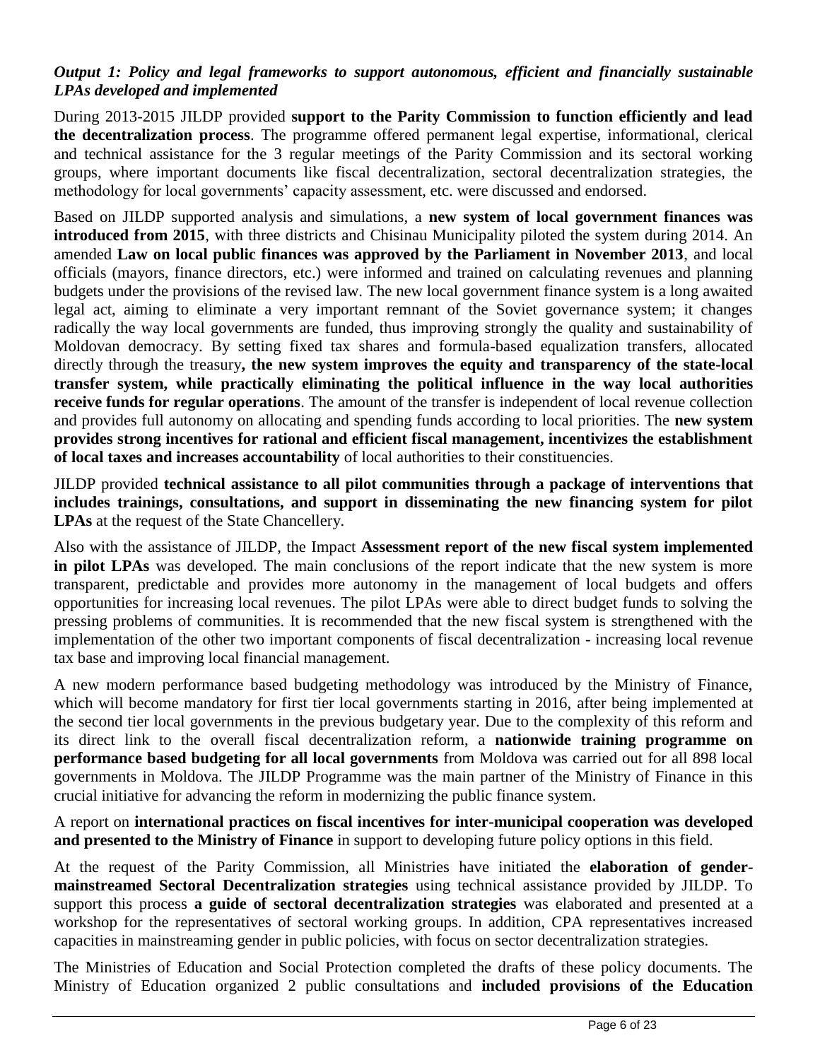***Output 1: Policy and legal frameworks to support autonomous, efficient and financially sustainable LPAs developed and implemented***

During 2013-2015 JILDP provided **support to the Parity Commission to function efficiently and lead the decentralization process**. The programme offered permanent legal expertise, informational, clerical and technical assistance for the 3 regular meetings of the Parity Commission and its sectoral working groups, where important documents like fiscal decentralization, sectoral decentralization strategies, the methodology for local governments' capacity assessment, etc. were discussed and endorsed.

Based on JILDP supported analysis and simulations, a **new system of local government finances was introduced from 2015**, with three districts and Chisinau Municipality piloted the system during 2014. An amended **Law on local public finances was approved by the Parliament in November 2013**, and local officials (mayors, finance directors, etc.) were informed and trained on calculating revenues and planning budgets under the provisions of the revised law. The new local government finance system is a long awaited legal act, aiming to eliminate a very important remnant of the Soviet governance system; it changes radically the way local governments are funded, thus improving strongly the quality and sustainability of Moldovan democracy. By setting fixed tax shares and formula-based equalization transfers, allocated directly through the treasury**, the new system improves the equity and transparency of the state-local transfer system, while practically eliminating the political influence in the way local authorities receive funds for regular operations**. The amount of the transfer is independent of local revenue collection and provides full autonomy on allocating and spending funds according to local priorities. The **new system provides strong incentives for rational and efficient fiscal management, incentivizes the establishment of local taxes and increases accountability** of local authorities to their constituencies.

JILDP provided **technical assistance to all pilot communities through a package of interventions that includes trainings, consultations, and support in disseminating the new financing system for pilot LPAs** at the request of the State Chancellery.

Also with the assistance of JILDP, the Impact **Assessment report of the new fiscal system implemented in pilot LPAs** was developed. The main conclusions of the report indicate that the new system is more transparent, predictable and provides more autonomy in the management of local budgets and offers opportunities for increasing local revenues. The pilot LPAs were able to direct budget funds to solving the pressing problems of communities. It is recommended that the new fiscal system is strengthened with the implementation of the other two important components of fiscal decentralization - increasing local revenue tax base and improving local financial management.

A new modern performance based budgeting methodology was introduced by the Ministry of Finance, which will become mandatory for first tier local governments starting in 2016, after being implemented at the second tier local governments in the previous budgetary year. Due to the complexity of this reform and its direct link to the overall fiscal decentralization reform, a **nationwide training programme on performance based budgeting for all local governments** from Moldova was carried out for all 898 local governments in Moldova. The JILDP Programme was the main partner of the Ministry of Finance in this crucial initiative for advancing the reform in modernizing the public finance system.

A report on **international practices on fiscal incentives for inter-municipal cooperation was developed and presented to the Ministry of Finance** in support to developing future policy options in this field.

At the request of the Parity Commission, all Ministries have initiated the **elaboration of gender-mainstreamed Sectoral Decentralization strategies** using technical assistance provided by JILDP. To support this process **a guide of sectoral decentralization strategies** was elaborated and presented at a workshop for the representatives of sectoral working groups. In addition, CPA representatives increased capacities in mainstreaming gender in public policies, with focus on sector decentralization strategies.

The Ministries of Education and Social Protection completed the drafts of these policy documents. The Ministry of Education organized 2 public consultations and **included provisions of the Education**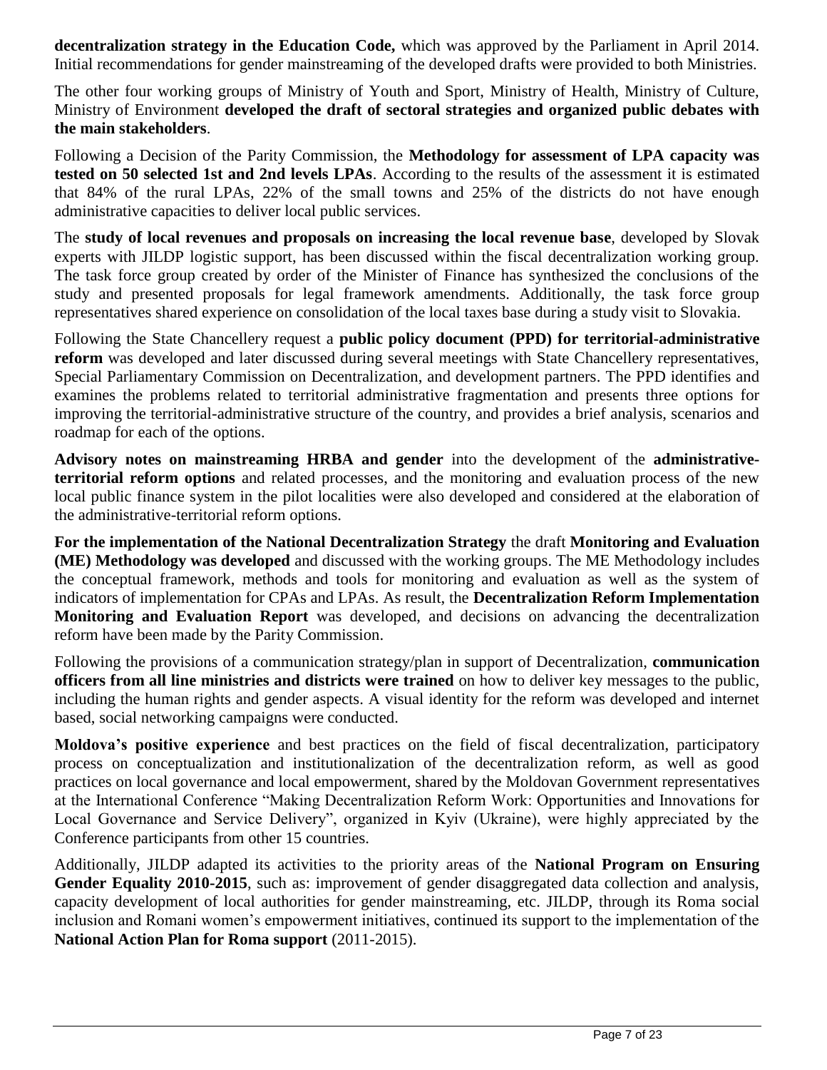**decentralization strategy in the Education Code,** which was approved by the Parliament in April 2014. Initial recommendations for gender mainstreaming of the developed drafts were provided to both Ministries.

The other four working groups of Ministry of Youth and Sport, Ministry of Health, Ministry of Culture, Ministry of Environment **developed the draft of sectoral strategies and organized public debates with the main stakeholders**.

Following a Decision of the Parity Commission, the **Methodology for assessment of LPA capacity was tested on 50 selected 1st and 2nd levels LPAs**. According to the results of the assessment it is estimated that 84% of the rural LPAs, 22% of the small towns and 25% of the districts do not have enough administrative capacities to deliver local public services.

The **study of local revenues and proposals on increasing the local revenue base**, developed by Slovak experts with JILDP logistic support, has been discussed within the fiscal decentralization working group. The task force group created by order of the Minister of Finance has synthesized the conclusions of the study and presented proposals for legal framework amendments. Additionally, the task force group representatives shared experience on consolidation of the local taxes base during a study visit to Slovakia.

Following the State Chancellery request a **public policy document (PPD) for territorial-administrative reform** was developed and later discussed during several meetings with State Chancellery representatives, Special Parliamentary Commission on Decentralization, and development partners. The PPD identifies and examines the problems related to territorial administrative fragmentation and presents three options for improving the territorial-administrative structure of the country, and provides a brief analysis, scenarios and roadmap for each of the options.

**Advisory notes on mainstreaming HRBA and gender** into the development of the **administrative-territorial reform options** and related processes, and the monitoring and evaluation process of the new local public finance system in the pilot localities were also developed and considered at the elaboration of the administrative-territorial reform options.

**For the implementation of the National Decentralization Strategy** the draft **Monitoring and Evaluation (ME) Methodology was developed** and discussed with the working groups. The ME Methodology includes the conceptual framework, methods and tools for monitoring and evaluation as well as the system of indicators of implementation for CPAs and LPAs. As result, the **Decentralization Reform Implementation Monitoring and Evaluation Report** was developed, and decisions on advancing the decentralization reform have been made by the Parity Commission.

Following the provisions of a communication strategy/plan in support of Decentralization, **communication officers from all line ministries and districts were trained** on how to deliver key messages to the public, including the human rights and gender aspects. A visual identity for the reform was developed and internet based, social networking campaigns were conducted.

**Moldova's positive experience** and best practices on the field of fiscal decentralization, participatory process on conceptualization and institutionalization of the decentralization reform, as well as good practices on local governance and local empowerment, shared by the Moldovan Government representatives at the International Conference "Making Decentralization Reform Work: Opportunities and Innovations for Local Governance and Service Delivery", organized in Kyiv (Ukraine), were highly appreciated by the Conference participants from other 15 countries.

Additionally, JILDP adapted its activities to the priority areas of the **National Program on Ensuring Gender Equality 2010-2015**, such as: improvement of gender disaggregated data collection and analysis, capacity development of local authorities for gender mainstreaming, etc. JILDP, through its Roma social inclusion and Romani women's empowerment initiatives, continued its support to the implementation of the **National Action Plan for Roma support** (2011-2015).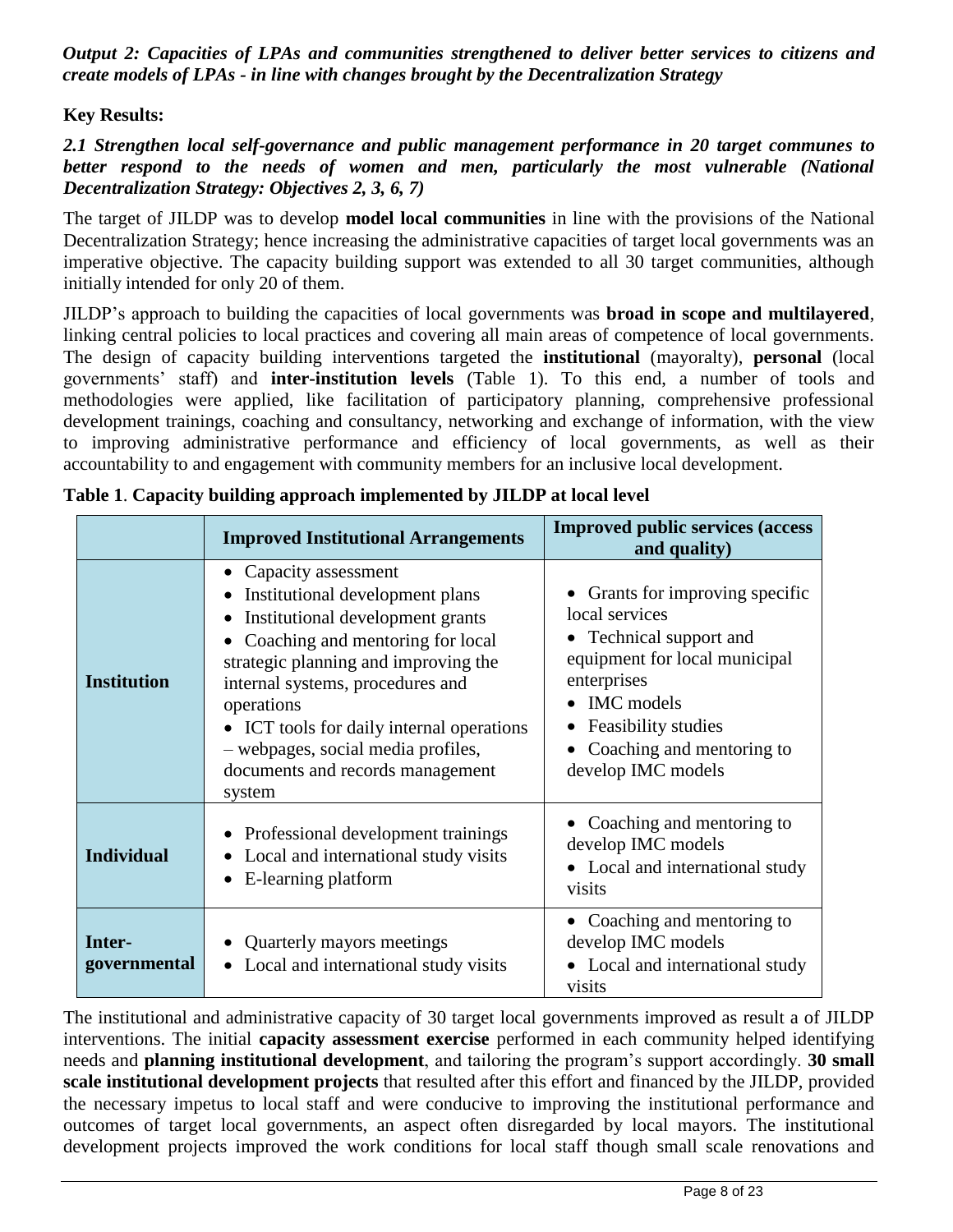*Output 2: Capacities of LPAs and communities strengthened to deliver better services to citizens and create models of LPAs - in line with changes brought by the Decentralization Strategy*

**Key Results:**

*2.1 Strengthen local self-governance and public management performance in 20 target communes to better respond to the needs of women and men, particularly the most vulnerable (National Decentralization Strategy: Objectives 2, 3, 6, 7)*

The target of JILDP was to develop **model local communities** in line with the provisions of the National Decentralization Strategy; hence increasing the administrative capacities of target local governments was an imperative objective. The capacity building support was extended to all 30 target communities, although initially intended for only 20 of them.

JILDP's approach to building the capacities of local governments was **broad in scope and multilayered**, linking central policies to local practices and covering all main areas of competence of local governments. The design of capacity building interventions targeted the **institutional** (mayoralty), **personal** (local governments' staff) and **inter-institution levels** (Table 1). To this end, a number of tools and methodologies were applied, like facilitation of participatory planning, comprehensive professional development trainings, coaching and consultancy, networking and exchange of information, with the view to improving administrative performance and efficiency of local governments, as well as their accountability to and engagement with community members for an inclusive local development.

**Table 1**. **Capacity building approach implemented by JILDP at local level**

| | **Improved Institutional Arrangements** | **Improved public services (access and quality)** |
|---|---|---|
| **Institution** | • Capacity assessment<br>• Institutional development plans<br>• Institutional development grants<br>• Coaching and mentoring for local strategic planning and improving the internal systems, procedures and operations<br>• ICT tools for daily internal operations – webpages, social media profiles, documents and records management system | • Grants for improving specific local services<br>• Technical support and equipment for local municipal enterprises<br>• IMC models<br>• Feasibility studies<br>• Coaching and mentoring to develop IMC models |
| **Individual** | • Professional development trainings<br>• Local and international study visits<br>• E-learning platform | • Coaching and mentoring to develop IMC models<br>• Local and international study visits |
| **Inter-governmental** | • Quarterly mayors meetings<br>• Local and international study visits | • Coaching and mentoring to develop IMC models<br>• Local and international study visits |

The institutional and administrative capacity of 30 target local governments improved as result a of JILDP interventions. The initial **capacity assessment exercise** performed in each community helped identifying needs and **planning institutional development**, and tailoring the program's support accordingly. **30 small scale institutional development projects** that resulted after this effort and financed by the JILDP, provided the necessary impetus to local staff and were conducive to improving the institutional performance and outcomes of target local governments, an aspect often disregarded by local mayors. The institutional development projects improved the work conditions for local staff though small scale renovations and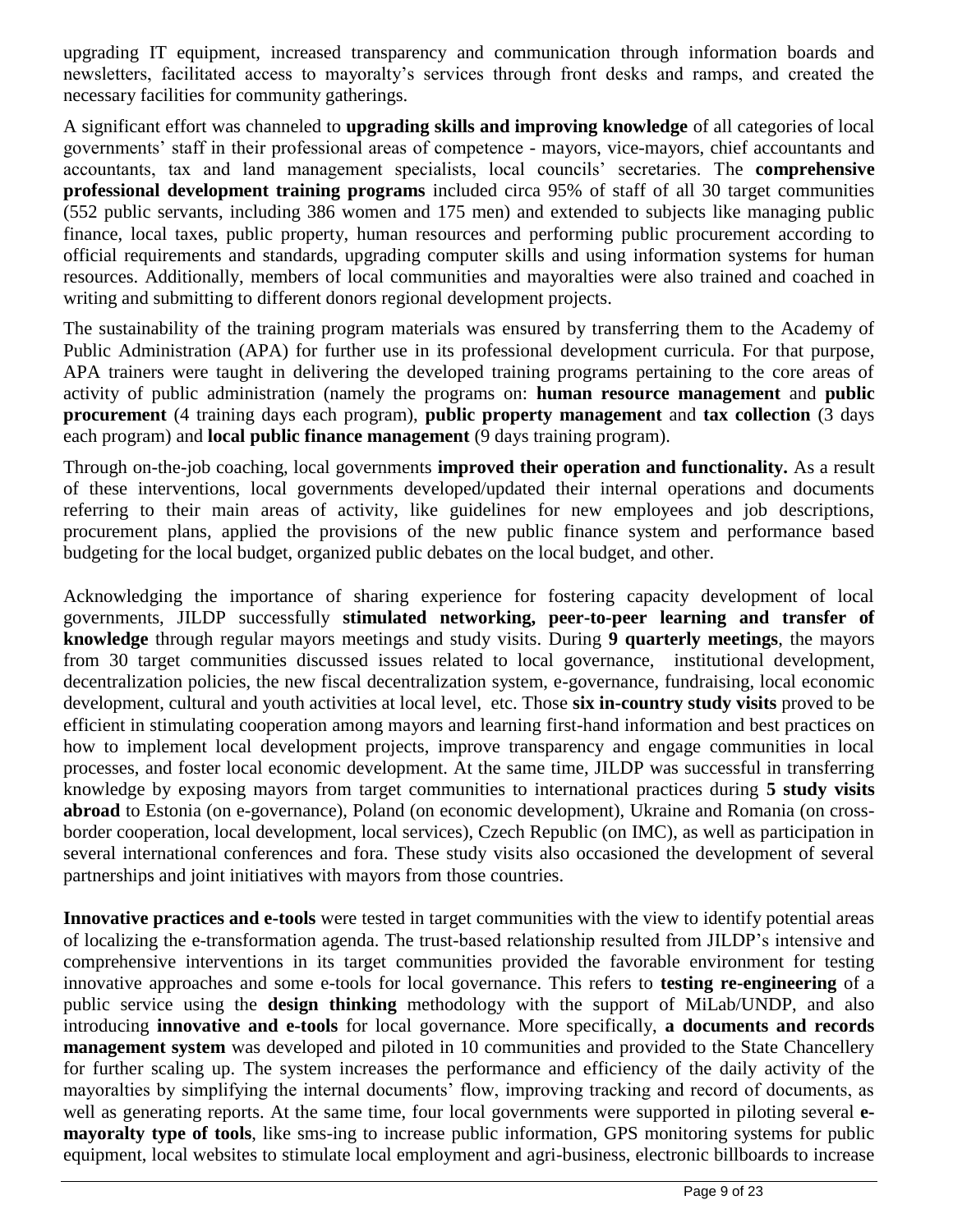upgrading IT equipment, increased transparency and communication through information boards and newsletters, facilitated access to mayoralty's services through front desks and ramps, and created the necessary facilities for community gatherings.

A significant effort was channeled to **upgrading skills and improving knowledge** of all categories of local governments' staff in their professional areas of competence - mayors, vice-mayors, chief accountants and accountants, tax and land management specialists, local councils' secretaries. The **comprehensive professional development training programs** included circa 95% of staff of all 30 target communities (552 public servants, including 386 women and 175 men) and extended to subjects like managing public finance, local taxes, public property, human resources and performing public procurement according to official requirements and standards, upgrading computer skills and using information systems for human resources. Additionally, members of local communities and mayoralties were also trained and coached in writing and submitting to different donors regional development projects.

The sustainability of the training program materials was ensured by transferring them to the Academy of Public Administration (APA) for further use in its professional development curricula. For that purpose, APA trainers were taught in delivering the developed training programs pertaining to the core areas of activity of public administration (namely the programs on: **human resource management** and **public procurement** (4 training days each program), **public property management** and **tax collection** (3 days each program) and **local public finance management** (9 days training program).

Through on-the-job coaching, local governments **improved their operation and functionality.** As a result of these interventions, local governments developed/updated their internal operations and documents referring to their main areas of activity, like guidelines for new employees and job descriptions, procurement plans, applied the provisions of the new public finance system and performance based budgeting for the local budget, organized public debates on the local budget, and other.

Acknowledging the importance of sharing experience for fostering capacity development of local governments, JILDP successfully **stimulated networking, peer-to-peer learning and transfer of knowledge** through regular mayors meetings and study visits. During **9 quarterly meetings**, the mayors from 30 target communities discussed issues related to local governance, institutional development, decentralization policies, the new fiscal decentralization system, e-governance, fundraising, local economic development, cultural and youth activities at local level, etc. Those **six in-country study visits** proved to be efficient in stimulating cooperation among mayors and learning first-hand information and best practices on how to implement local development projects, improve transparency and engage communities in local processes, and foster local economic development. At the same time, JILDP was successful in transferring knowledge by exposing mayors from target communities to international practices during **5 study visits abroad** to Estonia (on e-governance), Poland (on economic development), Ukraine and Romania (on cross-border cooperation, local development, local services), Czech Republic (on IMC), as well as participation in several international conferences and fora. These study visits also occasioned the development of several partnerships and joint initiatives with mayors from those countries.

**Innovative practices and e-tools** were tested in target communities with the view to identify potential areas of localizing the e-transformation agenda. The trust-based relationship resulted from JILDP's intensive and comprehensive interventions in its target communities provided the favorable environment for testing innovative approaches and some e-tools for local governance. This refers to **testing re-engineering** of a public service using the **design thinking** methodology with the support of MiLab/UNDP, and also introducing **innovative and e-tools** for local governance. More specifically, **a documents and records management system** was developed and piloted in 10 communities and provided to the State Chancellery for further scaling up. The system increases the performance and efficiency of the daily activity of the mayoralties by simplifying the internal documents' flow, improving tracking and record of documents, as well as generating reports. At the same time, four local governments were supported in piloting several **e-mayoralty type of tools**, like sms-ing to increase public information, GPS monitoring systems for public equipment, local websites to stimulate local employment and agri-business, electronic billboards to increase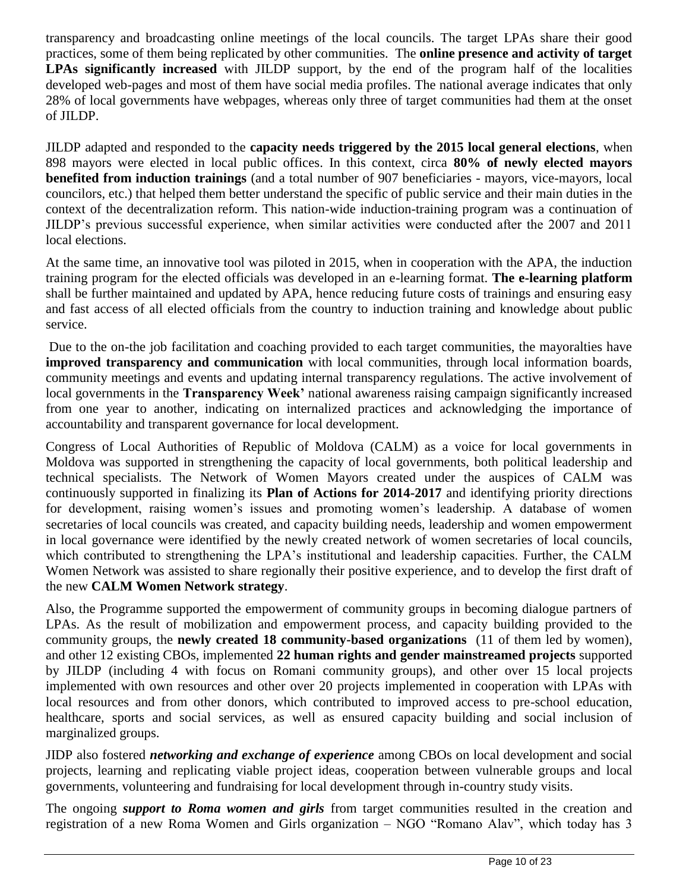transparency and broadcasting online meetings of the local councils. The target LPAs share their good practices, some of them being replicated by other communities. The **online presence and activity of target LPAs significantly increased** with JILDP support, by the end of the program half of the localities developed web-pages and most of them have social media profiles. The national average indicates that only 28% of local governments have webpages, whereas only three of target communities had them at the onset of JILDP.

JILDP adapted and responded to the **capacity needs triggered by the 2015 local general elections**, when 898 mayors were elected in local public offices. In this context, circa **80% of newly elected mayors benefited from induction trainings** (and a total number of 907 beneficiaries - mayors, vice-mayors, local councilors, etc.) that helped them better understand the specific of public service and their main duties in the context of the decentralization reform. This nation-wide induction-training program was a continuation of JILDP's previous successful experience, when similar activities were conducted after the 2007 and 2011 local elections.

At the same time, an innovative tool was piloted in 2015, when in cooperation with the APA, the induction training program for the elected officials was developed in an e-learning format. **The e-learning platform** shall be further maintained and updated by APA, hence reducing future costs of trainings and ensuring easy and fast access of all elected officials from the country to induction training and knowledge about public service.

Due to the on-the job facilitation and coaching provided to each target communities, the mayoralties have **improved transparency and communication** with local communities, through local information boards, community meetings and events and updating internal transparency regulations. The active involvement of local governments in the **Transparency Week'** national awareness raising campaign significantly increased from one year to another, indicating on internalized practices and acknowledging the importance of accountability and transparent governance for local development.

Congress of Local Authorities of Republic of Moldova (CALM) as a voice for local governments in Moldova was supported in strengthening the capacity of local governments, both political leadership and technical specialists. The Network of Women Mayors created under the auspices of CALM was continuously supported in finalizing its **Plan of Actions for 2014-2017** and identifying priority directions for development, raising women's issues and promoting women's leadership. A database of women secretaries of local councils was created, and capacity building needs, leadership and women empowerment in local governance were identified by the newly created network of women secretaries of local councils, which contributed to strengthening the LPA's institutional and leadership capacities. Further, the CALM Women Network was assisted to share regionally their positive experience, and to develop the first draft of the new **CALM Women Network strategy**.

Also, the Programme supported the empowerment of community groups in becoming dialogue partners of LPAs. As the result of mobilization and empowerment process, and capacity building provided to the community groups, the **newly created 18 community-based organizations** (11 of them led by women), and other 12 existing CBOs, implemented **22 human rights and gender mainstreamed projects** supported by JILDP (including 4 with focus on Romani community groups), and other over 15 local projects implemented with own resources and other over 20 projects implemented in cooperation with LPAs with local resources and from other donors, which contributed to improved access to pre-school education, healthcare, sports and social services, as well as ensured capacity building and social inclusion of marginalized groups.

JIDP also fostered ***networking and exchange of experience*** among CBOs on local development and social projects, learning and replicating viable project ideas, cooperation between vulnerable groups and local governments, volunteering and fundraising for local development through in-country study visits.

The ongoing ***support to Roma women and girls*** from target communities resulted in the creation and registration of a new Roma Women and Girls organization – NGO "Romano Alav", which today has 3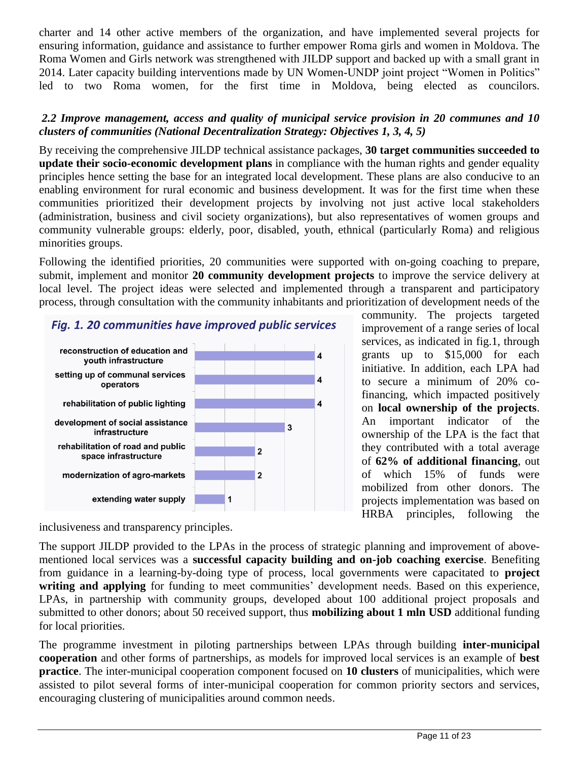charter and 14 other active members of the organization, and have implemented several projects for ensuring information, guidance and assistance to further empower Roma girls and women in Moldova. The Roma Women and Girls network was strengthened with JILDP support and backed up with a small grant in 2014. Later capacity building interventions made by UN Women-UNDP joint project "Women in Politics" led to two Roma women, for the first time in Moldova, being elected as councilors.

### *2.2 Improve management, access and quality of municipal service provision in 20 communes and 10 clusters of communities (National Decentralization Strategy: Objectives 1, 3, 4, 5)*

By receiving the comprehensive JILDP technical assistance packages, **30 target communities succeeded to update their socio-economic development plans** in compliance with the human rights and gender equality principles hence setting the base for an integrated local development. These plans are also conducive to an enabling environment for rural economic and business development. It was for the first time when these communities prioritized their development projects by involving not just active local stakeholders (administration, business and civil society organizations), but also representatives of women groups and community vulnerable groups: elderly, poor, disabled, youth, ethnical (particularly Roma) and religious minorities groups.

Following the identified priorities, 20 communities were supported with on-going coaching to prepare, submit, implement and monitor **20 community development projects** to improve the service delivery at local level. The project ideas were selected and implemented through a transparent and participatory process, through consultation with the community inhabitants and prioritization of development needs of the community. The projects targeted improvement of a range series of local services, as indicated in fig.1, through grants up to $15,000 for each initiative. In addition, each LPA had to secure a minimum of 20% co-financing, which impacted positively on **local ownership of the projects**. An important indicator of the ownership of the LPA is the fact that they contributed with a total average of **62% of additional financing**, out of which 15% of funds were mobilized from other donors. The projects implementation was based on HRBA principles, following the inclusiveness and transparency principles.

*Fig. 1. 20 communities have improved public services*

| Service | Number |
|---|---|
| reconstruction of education and youth infrastructure | 4 |
| setting up of communal services operators | 4 |
| rehabilitation of public lighting | 4 |
| development of social assistance infrastructure | 3 |
| rehabilitation of road and public space infrastructure | 2 |
| modernization of agro-markets | 2 |
| extending water supply | 1 |

The support JILDP provided to the LPAs in the process of strategic planning and improvement of above-mentioned local services was a **successful capacity building and on-job coaching exercise**. Benefiting from guidance in a learning-by-doing type of process, local governments were capacitated to **project writing and applying** for funding to meet communities' development needs. Based on this experience, LPAs, in partnership with community groups, developed about 100 additional project proposals and submitted to other donors; about 50 received support, thus **mobilizing about 1 mln USD** additional funding for local priorities.

The programme investment in piloting partnerships between LPAs through building **inter-municipal cooperation** and other forms of partnerships, as models for improved local services is an example of **best practice**. The inter-municipal cooperation component focused on **10 clusters** of municipalities, which were assisted to pilot several forms of inter-municipal cooperation for common priority sectors and services, encouraging clustering of municipalities around common needs.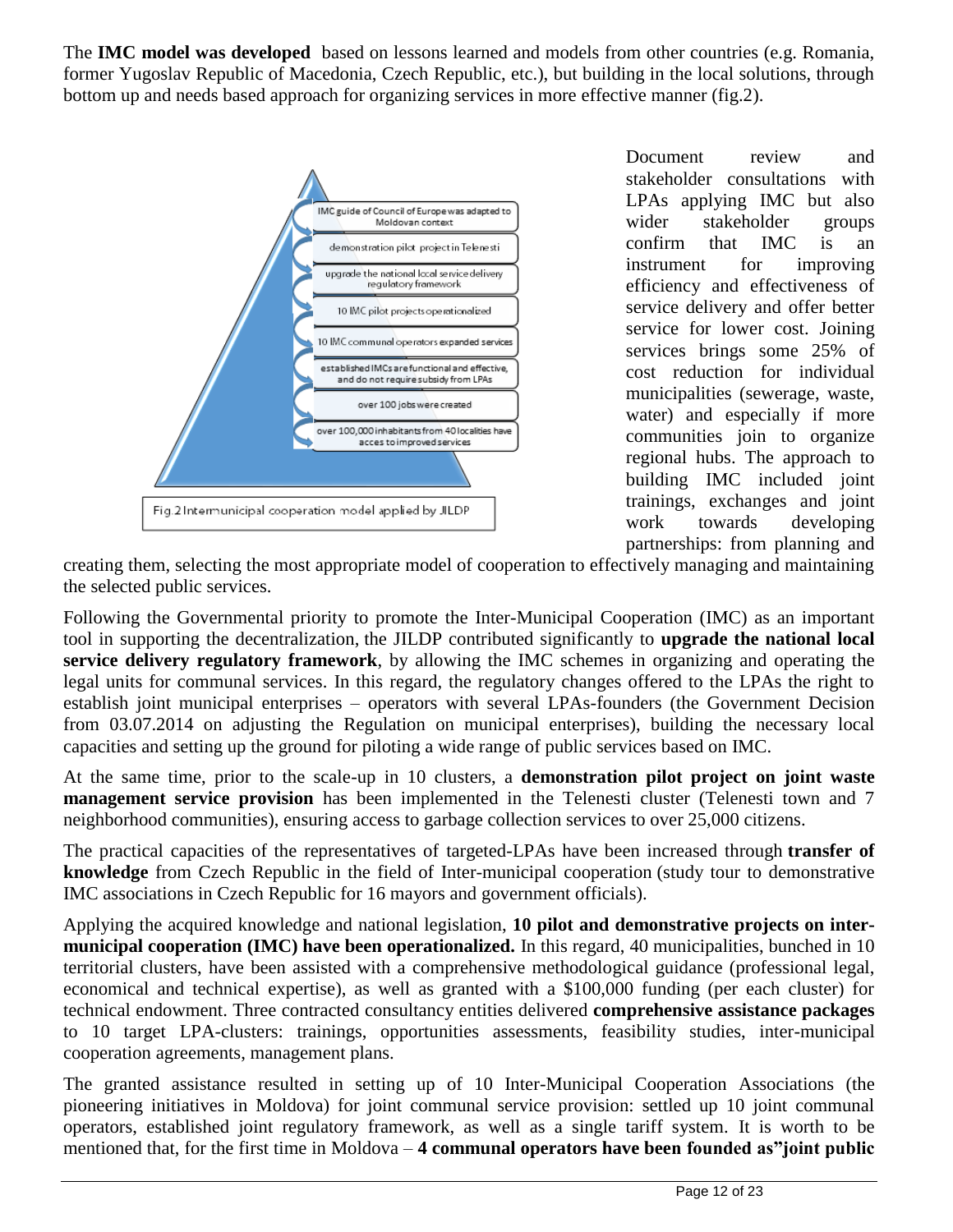The **IMC model was developed** based on lessons learned and models from other countries (e.g. Romania, former Yugoslav Republic of Macedonia, Czech Republic, etc.), but building in the local solutions, through bottom up and needs based approach for organizing services in more effective manner (fig.2).

- IMC guide of Council of Europe was adapted to Moldovan context
- demonstration pilot project in Telenesti
- upgrade the national local service delivery regulatory framework
- 10 IMC pilot projects operationalized
- 10 IMC communal operators expanded services
- established IMCs are functional and effective, and do not require subsidy from LPAs
- over 100 jobs were created
- over 100,000 inhabitants from 40 localities have acces to improved services

Fig.2 Intermunicipal cooperation model applied by JILDP

Document review and stakeholder consultations with LPAs applying IMC but also wider stakeholder groups confirm that IMC is an instrument for improving efficiency and effectiveness of service delivery and offer better service for lower cost. Joining services brings some 25% of cost reduction for individual municipalities (sewerage, waste, water) and especially if more communities join to organize regional hubs. The approach to building IMC included joint trainings, exchanges and joint work towards developing partnerships: from planning and creating them, selecting the most appropriate model of cooperation to effectively managing and maintaining the selected public services.

Following the Governmental priority to promote the Inter-Municipal Cooperation (IMC) as an important tool in supporting the decentralization, the JILDP contributed significantly to **upgrade the national local service delivery regulatory framework**, by allowing the IMC schemes in organizing and operating the legal units for communal services. In this regard, the regulatory changes offered to the LPAs the right to establish joint municipal enterprises – operators with several LPAs-founders (the Government Decision from 03.07.2014 on adjusting the Regulation on municipal enterprises), building the necessary local capacities and setting up the ground for piloting a wide range of public services based on IMC.

At the same time, prior to the scale-up in 10 clusters, a **demonstration pilot project on joint waste management service provision** has been implemented in the Telenesti cluster (Telenesti town and 7 neighborhood communities), ensuring access to garbage collection services to over 25,000 citizens.

The practical capacities of the representatives of targeted-LPAs have been increased through **transfer of knowledge** from Czech Republic in the field of Inter-municipal cooperation (study tour to demonstrative IMC associations in Czech Republic for 16 mayors and government officials).

Applying the acquired knowledge and national legislation, **10 pilot and demonstrative projects on inter-municipal cooperation (IMC) have been operationalized.** In this regard, 40 municipalities, bunched in 10 territorial clusters, have been assisted with a comprehensive methodological guidance (professional legal, economical and technical expertise), as well as granted with a $100,000 funding (per each cluster) for technical endowment. Three contracted consultancy entities delivered **comprehensive assistance packages** to 10 target LPA-clusters: trainings, opportunities assessments, feasibility studies, inter-municipal cooperation agreements, management plans.

The granted assistance resulted in setting up of 10 Inter-Municipal Cooperation Associations (the pioneering initiatives in Moldova) for joint communal service provision: settled up 10 joint communal operators, established joint regulatory framework, as well as a single tariff system. It is worth to be mentioned that, for the first time in Moldova – **4 communal operators have been founded as"joint public**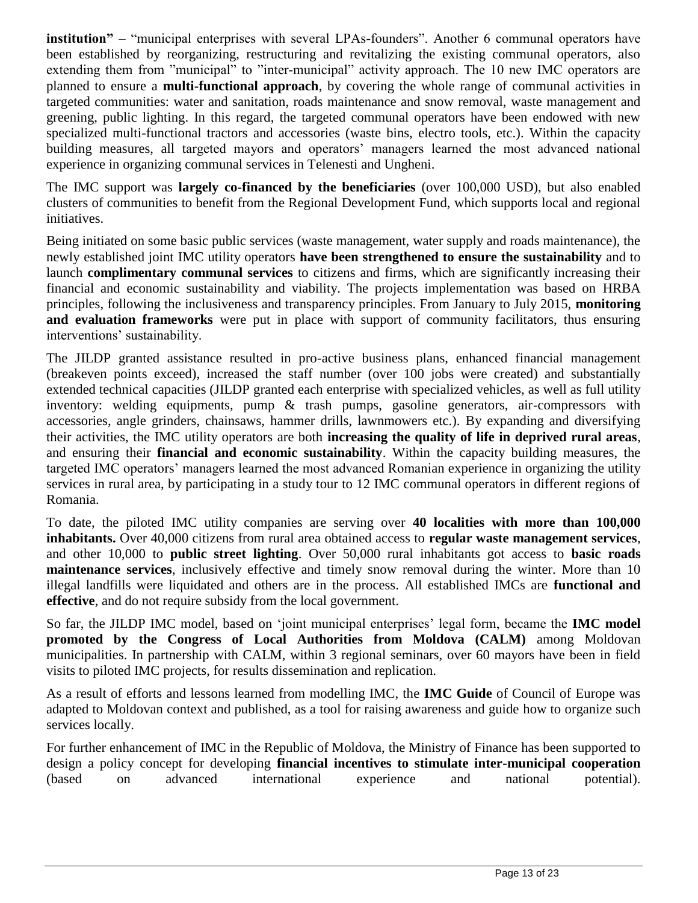**institution"** – "municipal enterprises with several LPAs-founders". Another 6 communal operators have been established by reorganizing, restructuring and revitalizing the existing communal operators, also extending them from "municipal" to "inter-municipal" activity approach. The 10 new IMC operators are planned to ensure a **multi-functional approach**, by covering the whole range of communal activities in targeted communities: water and sanitation, roads maintenance and snow removal, waste management and greening, public lighting. In this regard, the targeted communal operators have been endowed with new specialized multi-functional tractors and accessories (waste bins, electro tools, etc.). Within the capacity building measures, all targeted mayors and operators' managers learned the most advanced national experience in organizing communal services in Telenesti and Ungheni.

The IMC support was **largely co-financed by the beneficiaries** (over 100,000 USD), but also enabled clusters of communities to benefit from the Regional Development Fund, which supports local and regional initiatives.

Being initiated on some basic public services (waste management, water supply and roads maintenance), the newly established joint IMC utility operators **have been strengthened to ensure the sustainability** and to launch **complimentary communal services** to citizens and firms, which are significantly increasing their financial and economic sustainability and viability. The projects implementation was based on HRBA principles, following the inclusiveness and transparency principles. From January to July 2015, **monitoring and evaluation frameworks** were put in place with support of community facilitators, thus ensuring interventions' sustainability.

The JILDP granted assistance resulted in pro-active business plans, enhanced financial management (breakeven points exceed), increased the staff number (over 100 jobs were created) and substantially extended technical capacities (JILDP granted each enterprise with specialized vehicles, as well as full utility inventory: welding equipments, pump & trash pumps, gasoline generators, air-compressors with accessories, angle grinders, chainsaws, hammer drills, lawnmowers etc.). By expanding and diversifying their activities, the IMC utility operators are both **increasing the quality of life in deprived rural areas**, and ensuring their **financial and economic sustainability**. Within the capacity building measures, the targeted IMC operators' managers learned the most advanced Romanian experience in organizing the utility services in rural area, by participating in a study tour to 12 IMC communal operators in different regions of Romania.

To date, the piloted IMC utility companies are serving over **40 localities with more than 100,000 inhabitants.** Over 40,000 citizens from rural area obtained access to **regular waste management services**, and other 10,000 to **public street lighting**. Over 50,000 rural inhabitants got access to **basic roads maintenance services**, inclusively effective and timely snow removal during the winter. More than 10 illegal landfills were liquidated and others are in the process. All established IMCs are **functional and effective**, and do not require subsidy from the local government.

So far, the JILDP IMC model, based on 'joint municipal enterprises' legal form, became the **IMC model promoted by the Congress of Local Authorities from Moldova (CALM)** among Moldovan municipalities. In partnership with CALM, within 3 regional seminars, over 60 mayors have been in field visits to piloted IMC projects, for results dissemination and replication.

As a result of efforts and lessons learned from modelling IMC, the **IMC Guide** of Council of Europe was adapted to Moldovan context and published, as a tool for raising awareness and guide how to organize such services locally.

For further enhancement of IMC in the Republic of Moldova, the Ministry of Finance has been supported to design a policy concept for developing **financial incentives to stimulate inter-municipal cooperation** (based on advanced international experience and national potential).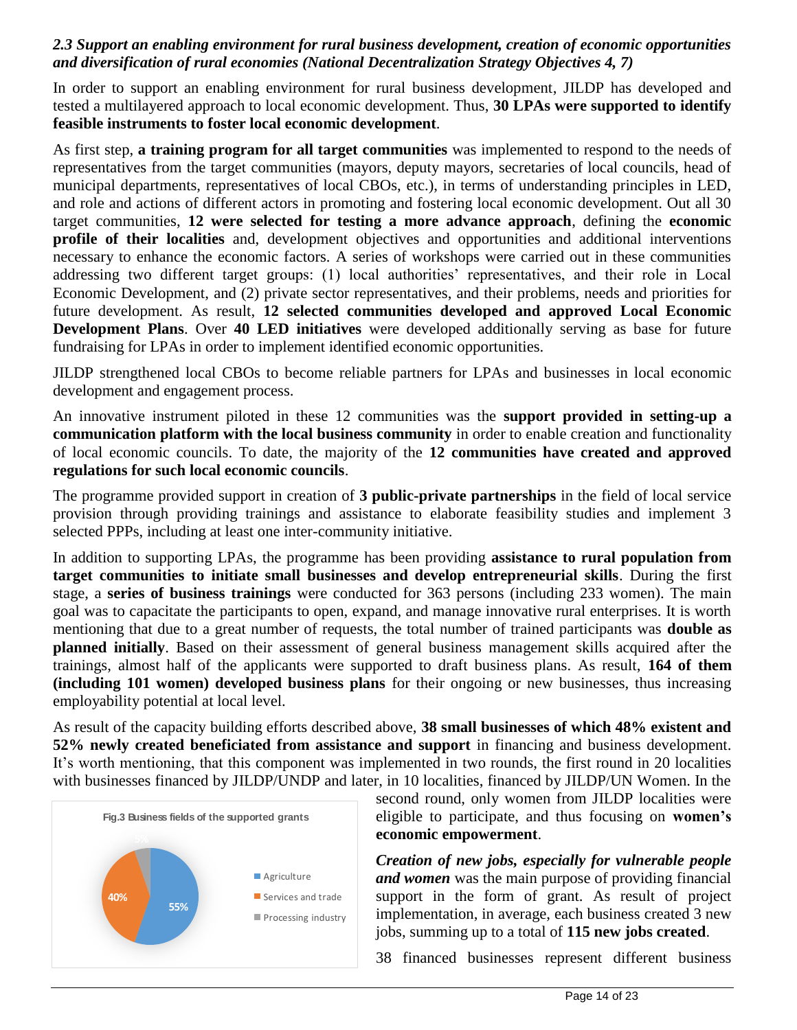*2.3 Support an enabling environment for rural business development, creation of economic opportunities and diversification of rural economies (National Decentralization Strategy Objectives 4, 7)*

In order to support an enabling environment for rural business development, JILDP has developed and tested a multilayered approach to local economic development. Thus, **30 LPAs were supported to identify feasible instruments to foster local economic development**.

As first step, **a training program for all target communities** was implemented to respond to the needs of representatives from the target communities (mayors, deputy mayors, secretaries of local councils, head of municipal departments, representatives of local CBOs, etc.), in terms of understanding principles in LED, and role and actions of different actors in promoting and fostering local economic development. Out all 30 target communities, **12 were selected for testing a more advance approach**, defining the **economic profile of their localities** and, development objectives and opportunities and additional interventions necessary to enhance the economic factors. A series of workshops were carried out in these communities addressing two different target groups: (1) local authorities' representatives, and their role in Local Economic Development, and (2) private sector representatives, and their problems, needs and priorities for future development. As result, **12 selected communities developed and approved Local Economic Development Plans**. Over **40 LED initiatives** were developed additionally serving as base for future fundraising for LPAs in order to implement identified economic opportunities.

JILDP strengthened local CBOs to become reliable partners for LPAs and businesses in local economic development and engagement process.

An innovative instrument piloted in these 12 communities was the **support provided in setting-up a communication platform with the local business community** in order to enable creation and functionality of local economic councils. To date, the majority of the **12 communities have created and approved regulations for such local economic councils**.

The programme provided support in creation of **3 public-private partnerships** in the field of local service provision through providing trainings and assistance to elaborate feasibility studies and implement 3 selected PPPs, including at least one inter-community initiative.

In addition to supporting LPAs, the programme has been providing **assistance to rural population from target communities to initiate small businesses and develop entrepreneurial skills**. During the first stage, a **series of business trainings** were conducted for 363 persons (including 233 women). The main goal was to capacitate the participants to open, expand, and manage innovative rural enterprises. It is worth mentioning that due to a great number of requests, the total number of trained participants was **double as planned initially**. Based on their assessment of general business management skills acquired after the trainings, almost half of the applicants were supported to draft business plans. As result, **164 of them (including 101 women) developed business plans** for their ongoing or new businesses, thus increasing employability potential at local level.

As result of the capacity building efforts described above, **38 small businesses of which 48% existent and 52% newly created beneficiated from assistance and support** in financing and business development. It's worth mentioning, that this component was implemented in two rounds, the first round in 20 localities with businesses financed by JILDP/UNDP and later, in 10 localities, financed by JILDP/UN Women. In the second round, only women from JILDP localities were eligible to participate, and thus focusing on **women's economic empowerment**.

**Fig.3 Business fields of the supported grants**

| Business field | Share |
|---|---|
| Agriculture | 55% |
| Services and trade | 40% |
| Processing industry | 5% |

***Creation of new jobs, especially for vulnerable people and women*** was the main purpose of providing financial support in the form of grant. As result of project implementation, in average, each business created 3 new jobs, summing up to a total of **115 new jobs created**.

38 financed businesses represent different business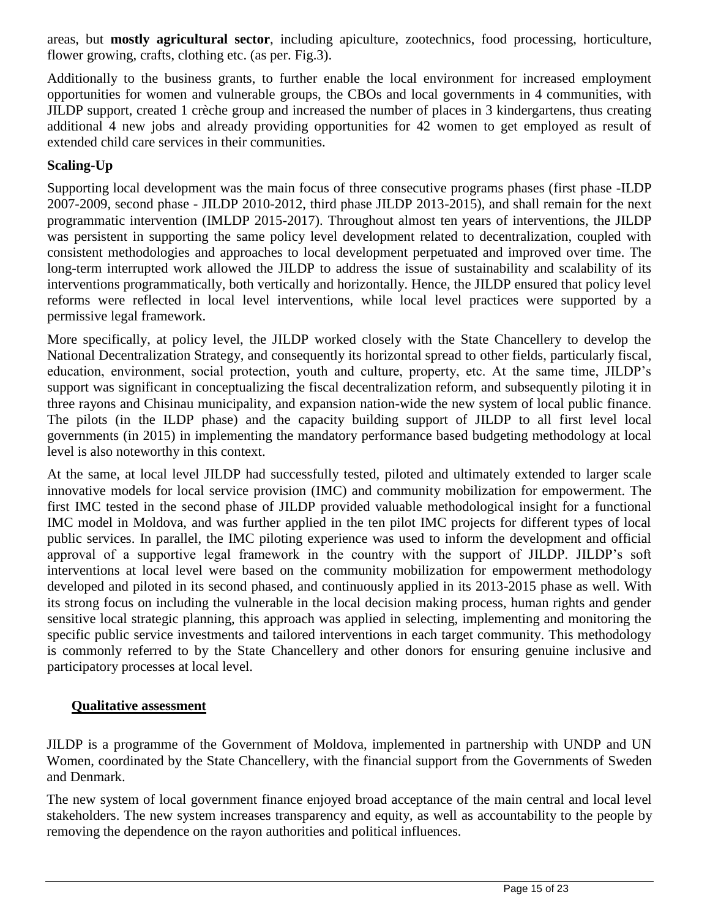areas, but **mostly agricultural sector**, including apiculture, zootechnics, food processing, horticulture, flower growing, crafts, clothing etc. (as per. Fig.3).

Additionally to the business grants, to further enable the local environment for increased employment opportunities for women and vulnerable groups, the CBOs and local governments in 4 communities, with JILDP support, created 1 crèche group and increased the number of places in 3 kindergartens, thus creating additional 4 new jobs and already providing opportunities for 42 women to get employed as result of extended child care services in their communities.

**Scaling-Up**

Supporting local development was the main focus of three consecutive programs phases (first phase -ILDP 2007-2009, second phase - JILDP 2010-2012, third phase JILDP 2013-2015), and shall remain for the next programmatic intervention (IMLDP 2015-2017). Throughout almost ten years of interventions, the JILDP was persistent in supporting the same policy level development related to decentralization, coupled with consistent methodologies and approaches to local development perpetuated and improved over time. The long-term interrupted work allowed the JILDP to address the issue of sustainability and scalability of its interventions programmatically, both vertically and horizontally. Hence, the JILDP ensured that policy level reforms were reflected in local level interventions, while local level practices were supported by a permissive legal framework.

More specifically, at policy level, the JILDP worked closely with the State Chancellery to develop the National Decentralization Strategy, and consequently its horizontal spread to other fields, particularly fiscal, education, environment, social protection, youth and culture, property, etc. At the same time, JILDP's support was significant in conceptualizing the fiscal decentralization reform, and subsequently piloting it in three rayons and Chisinau municipality, and expansion nation-wide the new system of local public finance. The pilots (in the ILDP phase) and the capacity building support of JILDP to all first level local governments (in 2015) in implementing the mandatory performance based budgeting methodology at local level is also noteworthy in this context.

At the same, at local level JILDP had successfully tested, piloted and ultimately extended to larger scale innovative models for local service provision (IMC) and community mobilization for empowerment. The first IMC tested in the second phase of JILDP provided valuable methodological insight for a functional IMC model in Moldova, and was further applied in the ten pilot IMC projects for different types of local public services. In parallel, the IMC piloting experience was used to inform the development and official approval of a supportive legal framework in the country with the support of JILDP. JILDP's soft interventions at local level were based on the community mobilization for empowerment methodology developed and piloted in its second phased, and continuously applied in its 2013-2015 phase as well. With its strong focus on including the vulnerable in the local decision making process, human rights and gender sensitive local strategic planning, this approach was applied in selecting, implementing and monitoring the specific public service investments and tailored interventions in each target community. This methodology is commonly referred to by the State Chancellery and other donors for ensuring genuine inclusive and participatory processes at local level.

## Qualitative assessment

JILDP is a programme of the Government of Moldova, implemented in partnership with UNDP and UN Women, coordinated by the State Chancellery, with the financial support from the Governments of Sweden and Denmark.

The new system of local government finance enjoyed broad acceptance of the main central and local level stakeholders. The new system increases transparency and equity, as well as accountability to the people by removing the dependence on the rayon authorities and political influences.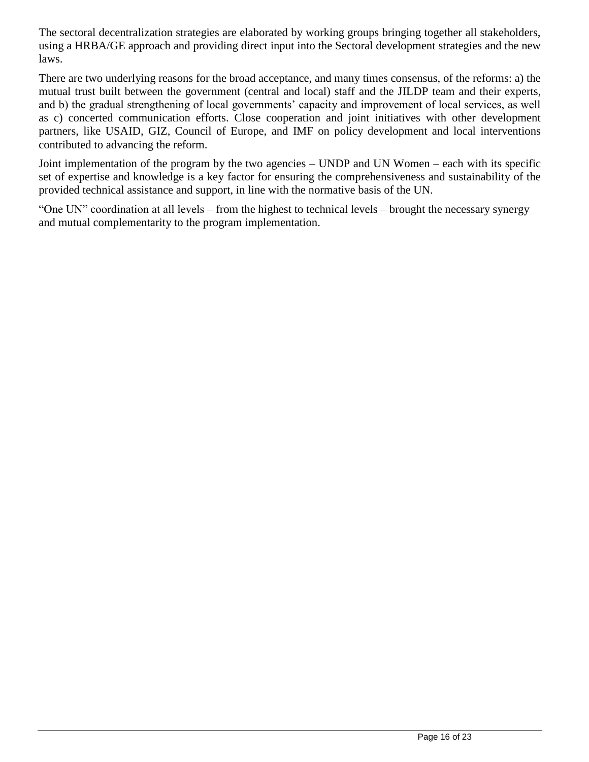The sectoral decentralization strategies are elaborated by working groups bringing together all stakeholders, using a HRBA/GE approach and providing direct input into the Sectoral development strategies and the new laws.

There are two underlying reasons for the broad acceptance, and many times consensus, of the reforms: a) the mutual trust built between the government (central and local) staff and the JILDP team and their experts, and b) the gradual strengthening of local governments' capacity and improvement of local services, as well as c) concerted communication efforts. Close cooperation and joint initiatives with other development partners, like USAID, GIZ, Council of Europe, and IMF on policy development and local interventions contributed to advancing the reform.

Joint implementation of the program by the two agencies – UNDP and UN Women – each with its specific set of expertise and knowledge is a key factor for ensuring the comprehensiveness and sustainability of the provided technical assistance and support, in line with the normative basis of the UN.

"One UN" coordination at all levels – from the highest to technical levels – brought the necessary synergy and mutual complementarity to the program implementation.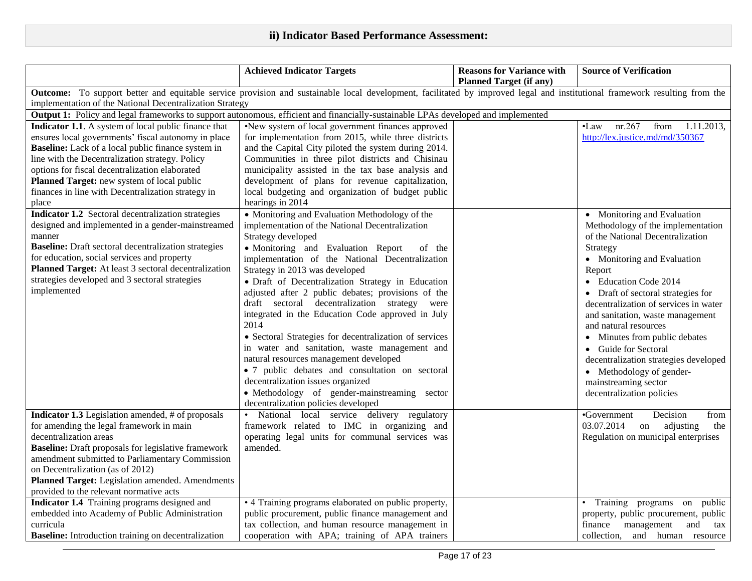## ii) Indicator Based Performance Assessment:

| | Achieved Indicator Targets | Reasons for Variance with Planned Target (if any) | Source of Verification |
|---|---|---|---|
| **Outcome:** To support better and equitable service provision and sustainable local development, facilitated by improved legal and institutional framework resulting from the implementation of the National Decentralization Strategy | | | |
| **Output 1:** Policy and legal frameworks to support autonomous, efficient and financially-sustainable LPAs developed and implemented | | | |
| **Indicator 1.1**. A system of local public finance that ensures local governments' fiscal autonomy in place<br>**Baseline:** Lack of a local public finance system in line with the Decentralization strategy. Policy options for fiscal decentralization elaborated<br>**Planned Target:** new system of local public finances in line with Decentralization strategy in place | •New system of local government finances approved for implementation from 2015, while three districts and the Capital City piloted the system during 2014. Communities in three pilot districts and Chisinau municipality assisted in the tax base analysis and development of plans for revenue capitalization, local budgeting and organization of budget public hearings in 2014 | | •Law nr.267 from 1.11.2013, http://lex.justice.md/md/350367 |
| **Indicator 1.2** Sectoral decentralization strategies designed and implemented in a gender-mainstreamed manner<br>**Baseline:** Draft sectoral decentralization strategies for education, social services and property<br>**Planned Target:** At least 3 sectoral decentralization strategies developed and 3 sectoral strategies implemented | • Monitoring and Evaluation Methodology of the implementation of the National Decentralization Strategy developed<br>• Monitoring and Evaluation Report of the implementation of the National Decentralization Strategy in 2013 was developed<br>• Draft of Decentralization Strategy in Education adjusted after 2 public debates; provisions of the draft sectoral decentralization strategy were integrated in the Education Code approved in July 2014<br>• Sectoral Strategies for decentralization of services in water and sanitation, waste management and natural resources management developed<br>• 7 public debates and consultation on sectoral decentralization issues organized<br>• Methodology of gender-mainstreaming sector decentralization policies developed | | • Monitoring and Evaluation Methodology of the implementation of the National Decentralization Strategy<br>• Monitoring and Evaluation Report<br>• Education Code 2014<br>• Draft of sectoral strategies for decentralization of services in water and sanitation, waste management and natural resources<br>• Minutes from public debates<br>• Guide for Sectoral decentralization strategies developed<br>• Methodology of gender-mainstreaming sector decentralization policies |
| **Indicator 1.3** Legislation amended, # of proposals for amending the legal framework in main decentralization areas<br>**Baseline:** Draft proposals for legislative framework amendment submitted to Parliamentary Commission on Decentralization (as of 2012)<br>**Planned Target:** Legislation amended. Amendments provided to the relevant normative acts | • National local service delivery regulatory framework related to IMC in organizing and operating legal units for communal services was amended. | | •Government Decision from 03.07.2014 on adjusting the Regulation on municipal enterprises |
| **Indicator 1.4** Training programs designed and embedded into Academy of Public Administration curricula<br>**Baseline:** Introduction training on decentralization | • 4 Training programs elaborated on public property, public procurement, public finance management and tax collection, and human resource management in cooperation with APA; training of APA trainers | | • Training programs on public property, public procurement, public finance management and tax collection, and human resource |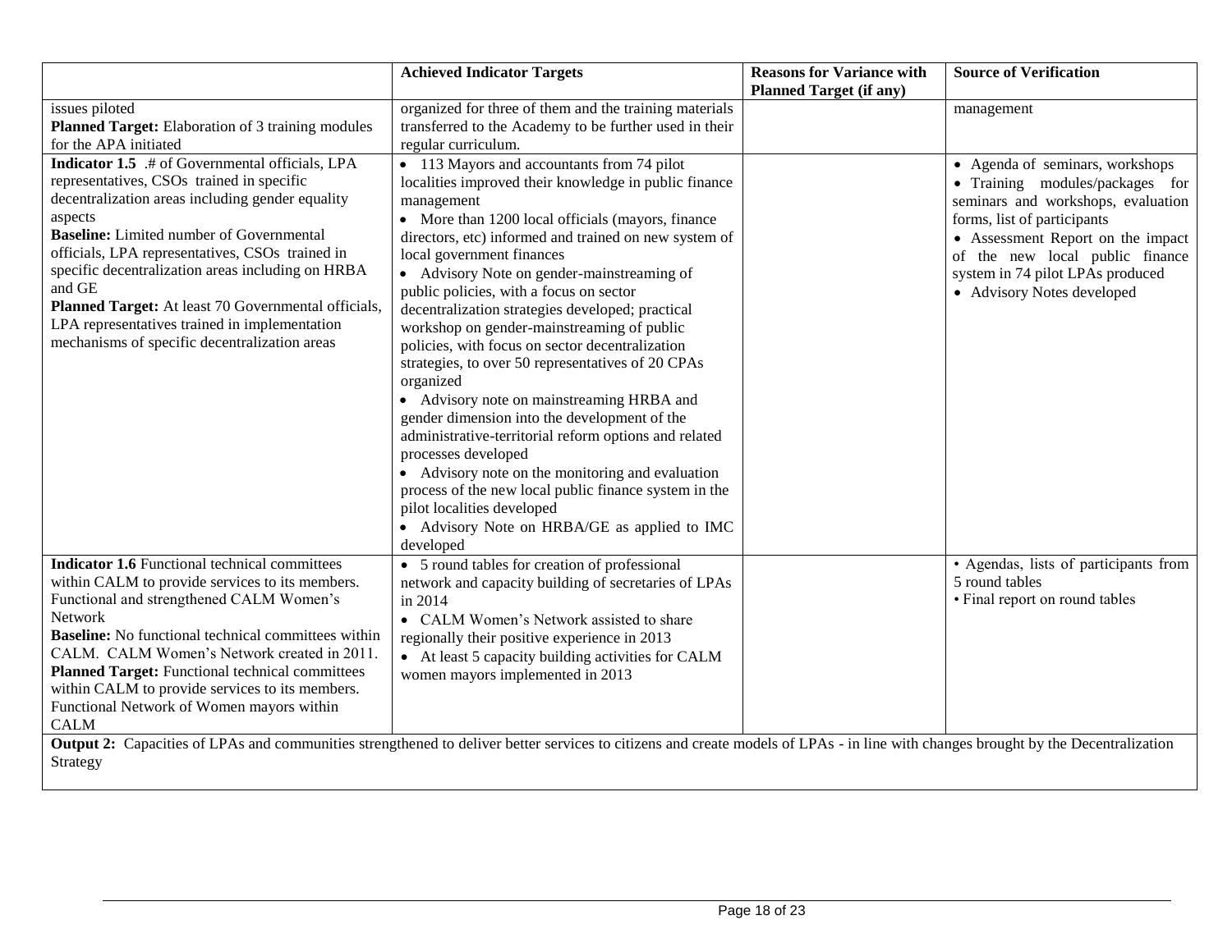| | Achieved Indicator Targets | Reasons for Variance with Planned Target (if any) | Source of Verification |
|---|---|---|---|
| issues piloted<br>**Planned Target:** Elaboration of 3 training modules for the APA initiated | organized for three of them and the training materials transferred to the Academy to be further used in their regular curriculum. | | management |
| **Indicator 1.5** .# of Governmental officials, LPA representatives, CSOs trained in specific decentralization areas including gender equality aspects<br>**Baseline:** Limited number of Governmental officials, LPA representatives, CSOs trained in specific decentralization areas including on HRBA and GE<br>**Planned Target:** At least 70 Governmental officials, LPA representatives trained in implementation mechanisms of specific decentralization areas | • 113 Mayors and accountants from 74 pilot localities improved their knowledge in public finance management<br>• More than 1200 local officials (mayors, finance directors, etc) informed and trained on new system of local government finances<br>• Advisory Note on gender-mainstreaming of public policies, with a focus on sector decentralization strategies developed; practical workshop on gender-mainstreaming of public policies, with focus on sector decentralization strategies, to over 50 representatives of 20 CPAs organized<br>• Advisory note on mainstreaming HRBA and gender dimension into the development of the administrative-territorial reform options and related processes developed<br>• Advisory note on the monitoring and evaluation process of the new local public finance system in the pilot localities developed<br>• Advisory Note on HRBA/GE as applied to IMC developed | | • Agenda of seminars, workshops<br>• Training modules/packages for seminars and workshops, evaluation forms, list of participants<br>• Assessment Report on the impact of the new local public finance system in 74 pilot LPAs produced<br>• Advisory Notes developed |
| **Indicator 1.6** Functional technical committees within CALM to provide services to its members. Functional and strengthened CALM Women's Network<br>**Baseline:** No functional technical committees within CALM. CALM Women's Network created in 2011.<br>**Planned Target:** Functional technical committees within CALM to provide services to its members. Functional Network of Women mayors within CALM | • 5 round tables for creation of professional network and capacity building of secretaries of LPAs in 2014<br>• CALM Women's Network assisted to share regionally their positive experience in 2013<br>• At least 5 capacity building activities for CALM women mayors implemented in 2013 | | • Agendas, lists of participants from 5 round tables<br>• Final report on round tables |
| **Output 2:** Capacities of LPAs and communities strengthened to deliver better services to citizens and create models of LPAs - in line with changes brought by the Decentralization Strategy | | | |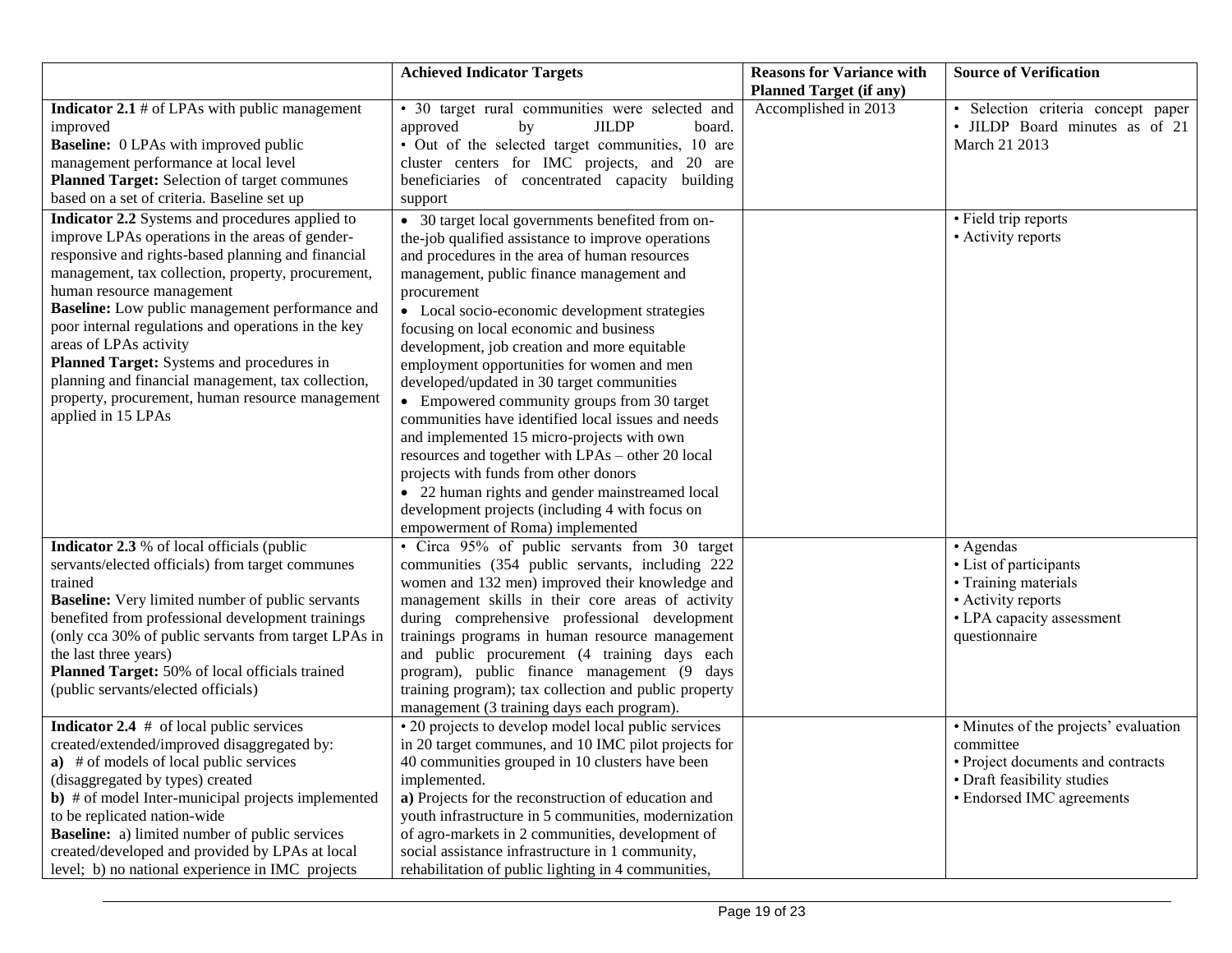| | Achieved Indicator Targets | Reasons for Variance with Planned Target (if any) | Source of Verification |
|---|---|---|---|
| **Indicator 2.1** # of LPAs with public management improved<br>**Baseline:** 0 LPAs with improved public management performance at local level<br>**Planned Target:** Selection of target communes based on a set of criteria. Baseline set up | • 30 target rural communities were selected and approved by JILDP board.<br>• Out of the selected target communities, 10 are cluster centers for IMC projects, and 20 are beneficiaries of concentrated capacity building support | Accomplished in 2013 | • Selection criteria concept paper<br>• JILDP Board minutes as of 21 March 21 2013 |
| **Indicator 2.2** Systems and procedures applied to improve LPAs operations in the areas of gender-responsive and rights-based planning and financial management, tax collection, property, procurement, human resource management<br>**Baseline:** Low public management performance and poor internal regulations and operations in the key areas of LPAs activity<br>**Planned Target:** Systems and procedures in planning and financial management, tax collection, property, procurement, human resource management applied in 15 LPAs | • 30 target local governments benefited from on-the-job qualified assistance to improve operations and procedures in the area of human resources management, public finance management and procurement<br>• Local socio-economic development strategies focusing on local economic and business development, job creation and more equitable employment opportunities for women and men developed/updated in 30 target communities<br>• Empowered community groups from 30 target communities have identified local issues and needs and implemented 15 micro-projects with own resources and together with LPAs – other 20 local projects with funds from other donors<br>• 22 human rights and gender mainstreamed local development projects (including 4 with focus on empowerment of Roma) implemented | | • Field trip reports<br>• Activity reports |
| **Indicator 2.3** % of local officials (public servants/elected officials) from target communes trained<br>**Baseline:** Very limited number of public servants benefited from professional development trainings (only cca 30% of public servants from target LPAs in the last three years)<br>**Planned Target:** 50% of local officials trained (public servants/elected officials) | • Circa 95% of public servants from 30 target communities (354 public servants, including 222 women and 132 men) improved their knowledge and management skills in their core areas of activity during comprehensive professional development trainings programs in human resource management and public procurement (4 training days each program), public finance management (9 days training program); tax collection and public property management (3 training days each program). | | • Agendas<br>• List of participants<br>• Training materials<br>• Activity reports<br>• LPA capacity assessment questionnaire |
| **Indicator 2.4** # of local public services created/extended/improved disaggregated by:<br>**a)** # of models of local public services (disaggregated by types) created<br>**b)** # of model Inter-municipal projects implemented to be replicated nation-wide<br>**Baseline:** a) limited number of public services created/developed and provided by LPAs at local level; b) no national experience in IMC projects | • 20 projects to develop model local public services in 20 target communes, and 10 IMC pilot projects for 40 communities grouped in 10 clusters have been implemented.<br>**a)** Projects for the reconstruction of education and youth infrastructure in 5 communities, modernization of agro-markets in 2 communities, development of social assistance infrastructure in 1 community, rehabilitation of public lighting in 4 communities, | | • Minutes of the projects' evaluation committee<br>• Project documents and contracts<br>• Draft feasibility studies<br>• Endorsed IMC agreements |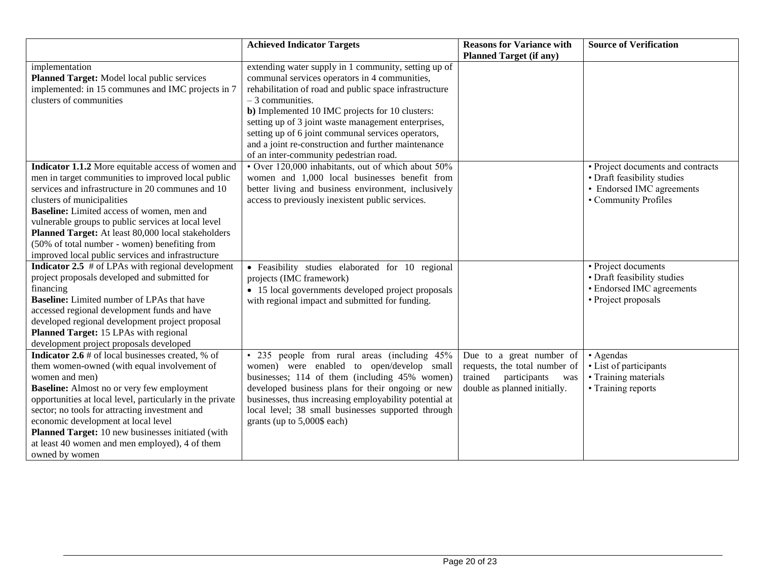| | Achieved Indicator Targets | Reasons for Variance with Planned Target (if any) | Source of Verification |
|---|---|---|---|
| implementation<br>**Planned Target:** Model local public services implemented: in 15 communes and IMC projects in 7 clusters of communities | extending water supply in 1 community, setting up of communal services operators in 4 communities, rehabilitation of road and public space infrastructure – 3 communities.<br>**b)** Implemented 10 IMC projects for 10 clusters: setting up of 3 joint waste management enterprises, setting up of 6 joint communal services operators, and a joint re-construction and further maintenance of an inter-community pedestrian road. | | |
| **Indicator 1.1.2** More equitable access of women and men in target communities to improved local public services and infrastructure in 20 communes and 10 clusters of municipalities<br>**Baseline:** Limited access of women, men and vulnerable groups to public services at local level<br>**Planned Target:** At least 80,000 local stakeholders (50% of total number - women) benefiting from improved local public services and infrastructure | • Over 120,000 inhabitants, out of which about 50% women and 1,000 local businesses benefit from better living and business environment, inclusively access to previously inexistent public services. | | • Project documents and contracts<br>• Draft feasibility studies<br>• Endorsed IMC agreements<br>• Community Profiles |
| **Indicator 2.5** # of LPAs with regional development project proposals developed and submitted for financing<br>**Baseline:** Limited number of LPAs that have accessed regional development funds and have developed regional development project proposal<br>**Planned Target:** 15 LPAs with regional development project proposals developed | • Feasibility studies elaborated for 10 regional projects (IMC framework)<br>• 15 local governments developed project proposals with regional impact and submitted for funding. | | • Project documents<br>• Draft feasibility studies<br>• Endorsed IMC agreements<br>• Project proposals |
| **Indicator 2.6** # of local businesses created, % of them women-owned (with equal involvement of women and men)<br>**Baseline:** Almost no or very few employment opportunities at local level, particularly in the private sector; no tools for attracting investment and economic development at local level<br>**Planned Target:** 10 new businesses initiated (with at least 40 women and men employed), 4 of them owned by women | • 235 people from rural areas (including 45% women) were enabled to open/develop small businesses; 114 of them (including 45% women) developed business plans for their ongoing or new businesses, thus increasing employability potential at local level; 38 small businesses supported through grants (up to 5,000$ each) | Due to a great number of requests, the total number of trained participants was double as planned initially. | • Agendas<br>• List of participants<br>• Training materials<br>• Training reports |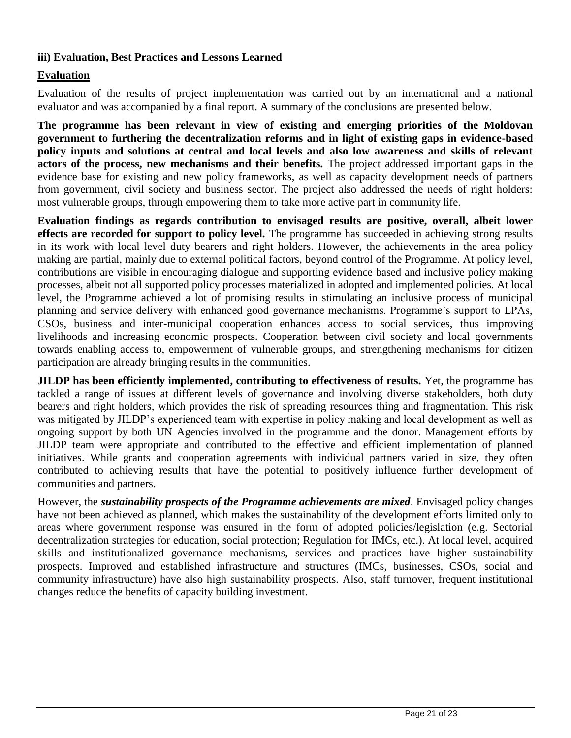### iii) Evaluation, Best Practices and Lessons Learned

**Evaluation**

Evaluation of the results of project implementation was carried out by an international and a national evaluator and was accompanied by a final report. A summary of the conclusions are presented below.

**The programme has been relevant in view of existing and emerging priorities of the Moldovan government to furthering the decentralization reforms and in light of existing gaps in evidence-based policy inputs and solutions at central and local levels and also low awareness and skills of relevant actors of the process, new mechanisms and their benefits.** The project addressed important gaps in the evidence base for existing and new policy frameworks, as well as capacity development needs of partners from government, civil society and business sector. The project also addressed the needs of right holders: most vulnerable groups, through empowering them to take more active part in community life.

**Evaluation findings as regards contribution to envisaged results are positive, overall, albeit lower effects are recorded for support to policy level.** The programme has succeeded in achieving strong results in its work with local level duty bearers and right holders. However, the achievements in the area policy making are partial, mainly due to external political factors, beyond control of the Programme. At policy level, contributions are visible in encouraging dialogue and supporting evidence based and inclusive policy making processes, albeit not all supported policy processes materialized in adopted and implemented policies. At local level, the Programme achieved a lot of promising results in stimulating an inclusive process of municipal planning and service delivery with enhanced good governance mechanisms. Programme's support to LPAs, CSOs, business and inter-municipal cooperation enhances access to social services, thus improving livelihoods and increasing economic prospects. Cooperation between civil society and local governments towards enabling access to, empowerment of vulnerable groups, and strengthening mechanisms for citizen participation are already bringing results in the communities.

**JILDP has been efficiently implemented, contributing to effectiveness of results.** Yet, the programme has tackled a range of issues at different levels of governance and involving diverse stakeholders, both duty bearers and right holders, which provides the risk of spreading resources thing and fragmentation. This risk was mitigated by JILDP's experienced team with expertise in policy making and local development as well as ongoing support by both UN Agencies involved in the programme and the donor. Management efforts by JILDP team were appropriate and contributed to the effective and efficient implementation of planned initiatives. While grants and cooperation agreements with individual partners varied in size, they often contributed to achieving results that have the potential to positively influence further development of communities and partners.

However, the ***sustainability prospects of the Programme achievements are mixed***. Envisaged policy changes have not been achieved as planned, which makes the sustainability of the development efforts limited only to areas where government response was ensured in the form of adopted policies/legislation (e.g. Sectorial decentralization strategies for education, social protection; Regulation for IMCs, etc.). At local level, acquired skills and institutionalized governance mechanisms, services and practices have higher sustainability prospects. Improved and established infrastructure and structures (IMCs, businesses, CSOs, social and community infrastructure) have also high sustainability prospects. Also, staff turnover, frequent institutional changes reduce the benefits of capacity building investment.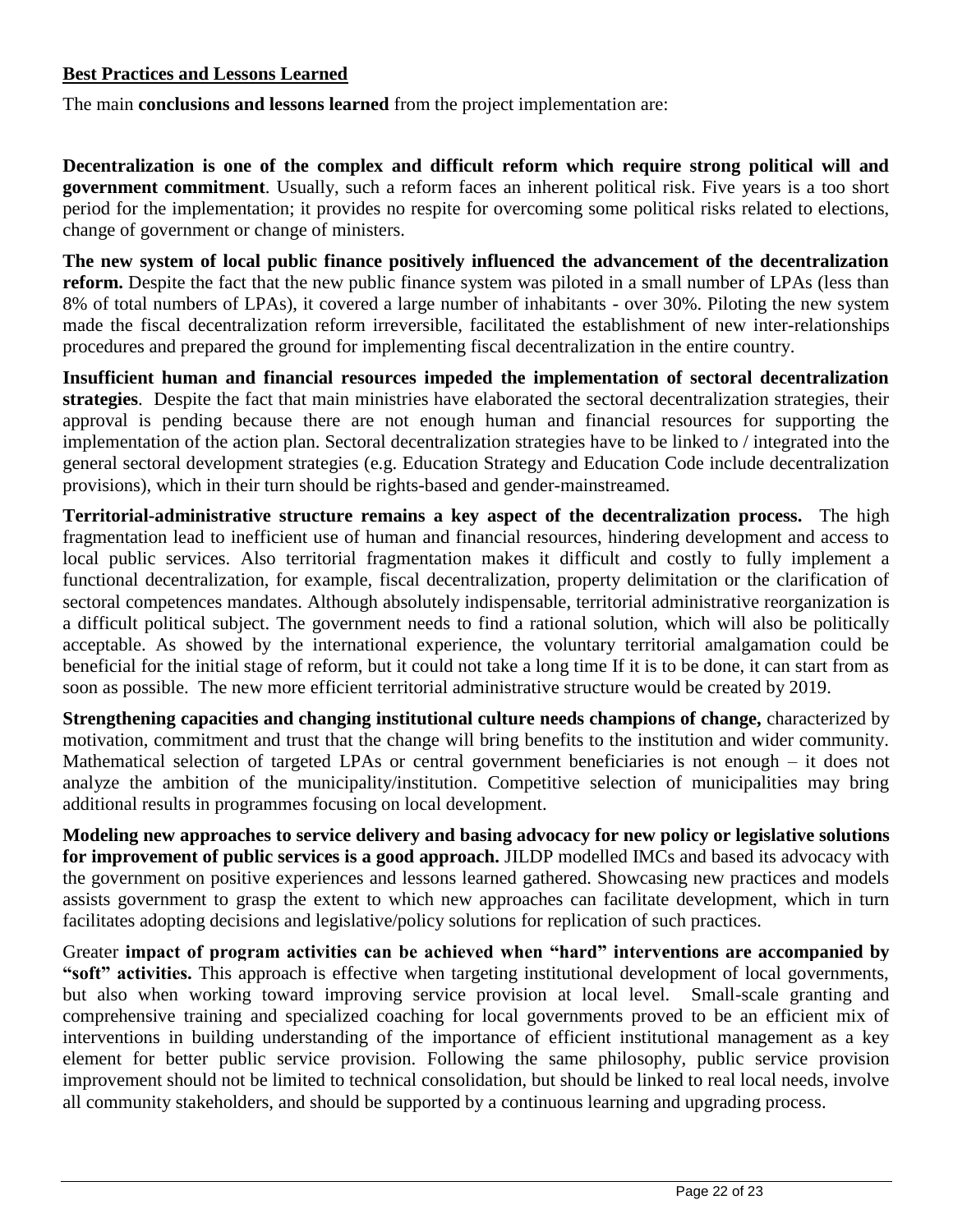**Best Practices and Lessons Learned**

The main **conclusions and lessons learned** from the project implementation are:

**Decentralization is one of the complex and difficult reform which require strong political will and government commitment**. Usually, such a reform faces an inherent political risk. Five years is a too short period for the implementation; it provides no respite for overcoming some political risks related to elections, change of government or change of ministers.

**The new system of local public finance positively influenced the advancement of the decentralization reform.** Despite the fact that the new public finance system was piloted in a small number of LPAs (less than 8% of total numbers of LPAs), it covered a large number of inhabitants - over 30%. Piloting the new system made the fiscal decentralization reform irreversible, facilitated the establishment of new inter-relationships procedures and prepared the ground for implementing fiscal decentralization in the entire country.

**Insufficient human and financial resources impeded the implementation of sectoral decentralization strategies**. Despite the fact that main ministries have elaborated the sectoral decentralization strategies, their approval is pending because there are not enough human and financial resources for supporting the implementation of the action plan. Sectoral decentralization strategies have to be linked to / integrated into the general sectoral development strategies (e.g. Education Strategy and Education Code include decentralization provisions), which in their turn should be rights-based and gender-mainstreamed.

**Territorial-administrative structure remains a key aspect of the decentralization process.** The high fragmentation lead to inefficient use of human and financial resources, hindering development and access to local public services. Also territorial fragmentation makes it difficult and costly to fully implement a functional decentralization, for example, fiscal decentralization, property delimitation or the clarification of sectoral competences mandates. Although absolutely indispensable, territorial administrative reorganization is a difficult political subject. The government needs to find a rational solution, which will also be politically acceptable. As showed by the international experience, the voluntary territorial amalgamation could be beneficial for the initial stage of reform, but it could not take a long time If it is to be done, it can start from as soon as possible. The new more efficient territorial administrative structure would be created by 2019.

**Strengthening capacities and changing institutional culture needs champions of change,** characterized by motivation, commitment and trust that the change will bring benefits to the institution and wider community. Mathematical selection of targeted LPAs or central government beneficiaries is not enough – it does not analyze the ambition of the municipality/institution. Competitive selection of municipalities may bring additional results in programmes focusing on local development.

**Modeling new approaches to service delivery and basing advocacy for new policy or legislative solutions for improvement of public services is a good approach.** JILDP modelled IMCs and based its advocacy with the government on positive experiences and lessons learned gathered. Showcasing new practices and models assists government to grasp the extent to which new approaches can facilitate development, which in turn facilitates adopting decisions and legislative/policy solutions for replication of such practices.

Greater **impact of program activities can be achieved when "hard" interventions are accompanied by "soft" activities.** This approach is effective when targeting institutional development of local governments, but also when working toward improving service provision at local level. Small-scale granting and comprehensive training and specialized coaching for local governments proved to be an efficient mix of interventions in building understanding of the importance of efficient institutional management as a key element for better public service provision. Following the same philosophy, public service provision improvement should not be limited to technical consolidation, but should be linked to real local needs, involve all community stakeholders, and should be supported by a continuous learning and upgrading process.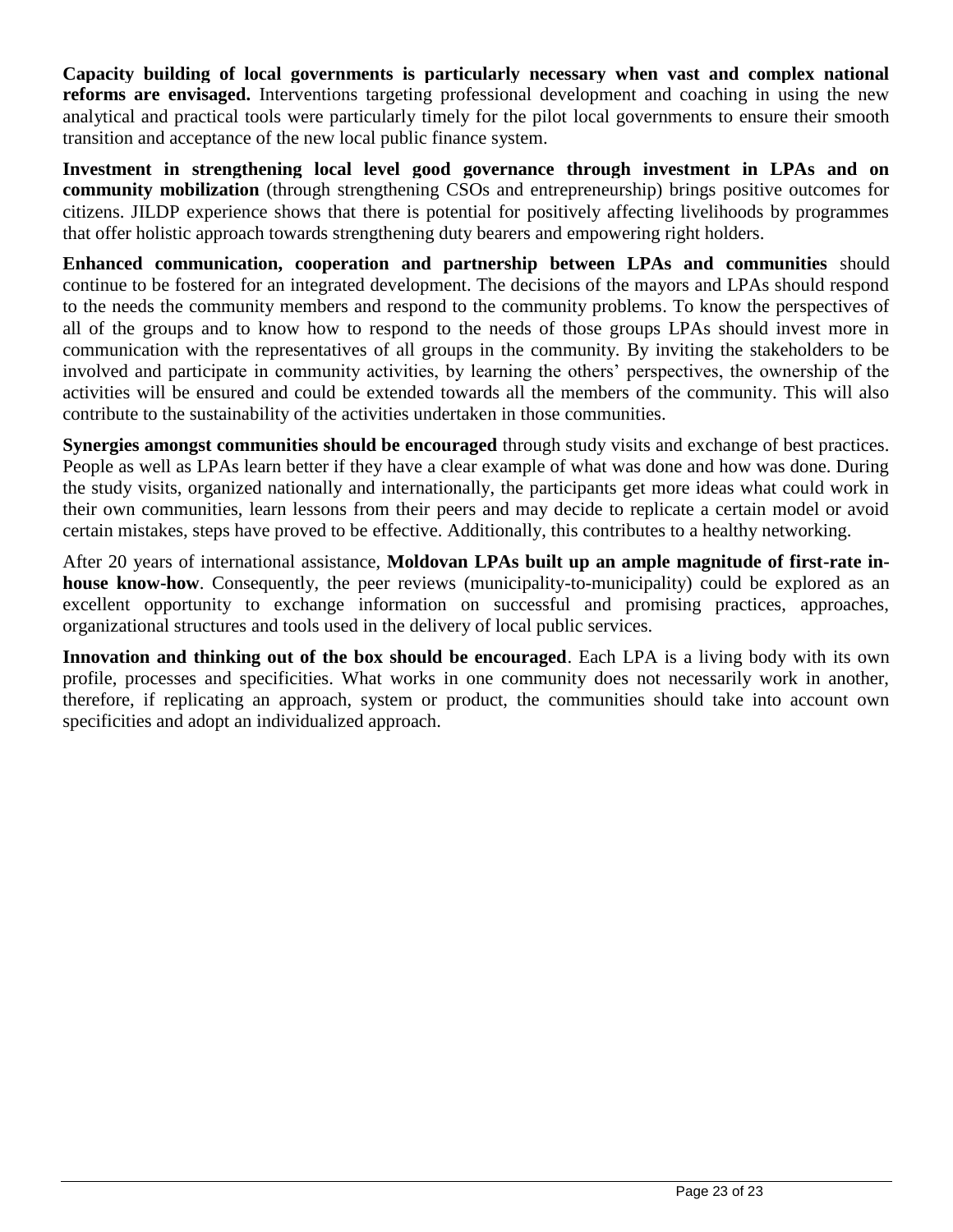**Capacity building of local governments is particularly necessary when vast and complex national reforms are envisaged.** Interventions targeting professional development and coaching in using the new analytical and practical tools were particularly timely for the pilot local governments to ensure their smooth transition and acceptance of the new local public finance system.

**Investment in strengthening local level good governance through investment in LPAs and on community mobilization** (through strengthening CSOs and entrepreneurship) brings positive outcomes for citizens. JILDP experience shows that there is potential for positively affecting livelihoods by programmes that offer holistic approach towards strengthening duty bearers and empowering right holders.

**Enhanced communication, cooperation and partnership between LPAs and communities** should continue to be fostered for an integrated development. The decisions of the mayors and LPAs should respond to the needs the community members and respond to the community problems. To know the perspectives of all of the groups and to know how to respond to the needs of those groups LPAs should invest more in communication with the representatives of all groups in the community. By inviting the stakeholders to be involved and participate in community activities, by learning the others' perspectives, the ownership of the activities will be ensured and could be extended towards all the members of the community. This will also contribute to the sustainability of the activities undertaken in those communities.

**Synergies amongst communities should be encouraged** through study visits and exchange of best practices. People as well as LPAs learn better if they have a clear example of what was done and how was done. During the study visits, organized nationally and internationally, the participants get more ideas what could work in their own communities, learn lessons from their peers and may decide to replicate a certain model or avoid certain mistakes, steps have proved to be effective. Additionally, this contributes to a healthy networking.

After 20 years of international assistance, **Moldovan LPAs built up an ample magnitude of first-rate in-house know-how**. Consequently, the peer reviews (municipality-to-municipality) could be explored as an excellent opportunity to exchange information on successful and promising practices, approaches, organizational structures and tools used in the delivery of local public services.

**Innovation and thinking out of the box should be encouraged**. Each LPA is a living body with its own profile, processes and specificities. What works in one community does not necessarily work in another, therefore, if replicating an approach, system or product, the communities should take into account own specificities and adopt an individualized approach.